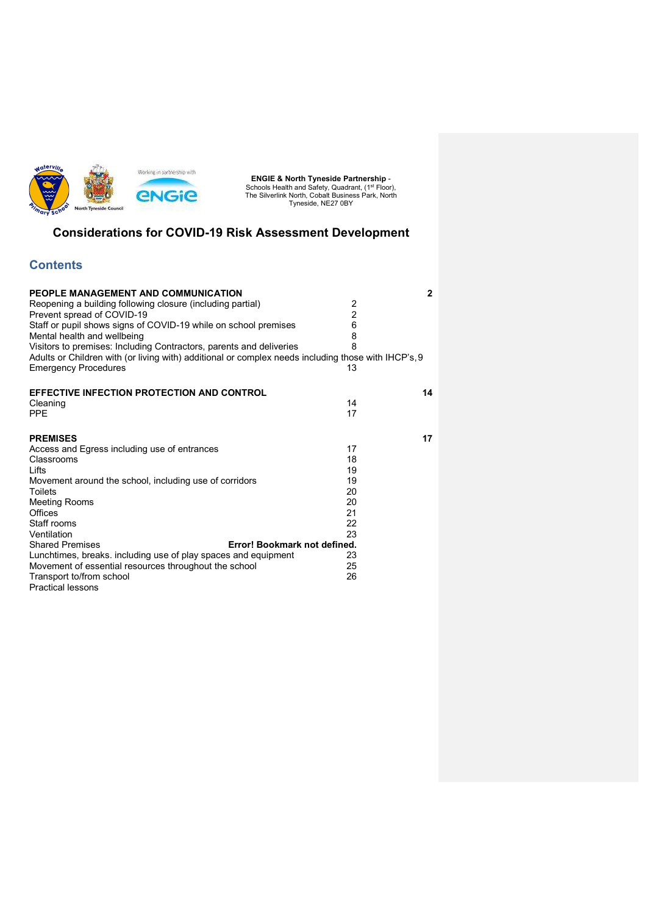**ENGIE & North Tyneside Partnership** - Schools Health and Safety, Quadrant, (1st Floor), The Silverlink North, Cobalt Business Park, North Tyneside, NE27 0BY

# Considerations for COVID-19 Risk Assessment Development

## Contents

| | | |
|---|---|---|
| **PEOPLE MANAGEMENT AND COMMUNICATION** | | **2** |
| Reopening a building following closure (including partial) | 2 | |
| Prevent spread of COVID-19 | 2 | |
| Staff or pupil shows signs of COVID-19 while on school premises | 6 | |
| Mental health and wellbeing | 8 | |
| Visitors to premises: Including Contractors, parents and deliveries | 8 | |
| Adults or Children with (or living with) additional or complex needs including those with IHCP's | 9 | |
| Emergency Procedures | 13 | |
| **EFFECTIVE INFECTION PROTECTION AND CONTROL** | | **14** |
| Cleaning | 14 | |
| PPE | 17 | |
| **PREMISES** | | **17** |
| Access and Egress including use of entrances | 17 | |
| Classrooms | 18 | |
| Lifts | 19 | |
| Movement around the school, including use of corridors | 19 | |
| Toilets | 20 | |
| Meeting Rooms | 20 | |
| Offices | 21 | |
| Staff rooms | 22 | |
| Ventilation | 23 | |
| Shared Premises | **Error! Bookmark not defined.** | |
| Lunchtimes, breaks. including use of play spaces and equipment | 23 | |
| Movement of essential resources throughout the school | 25 | |
| Transport to/from school | 26 | |
| Practical lessons | | |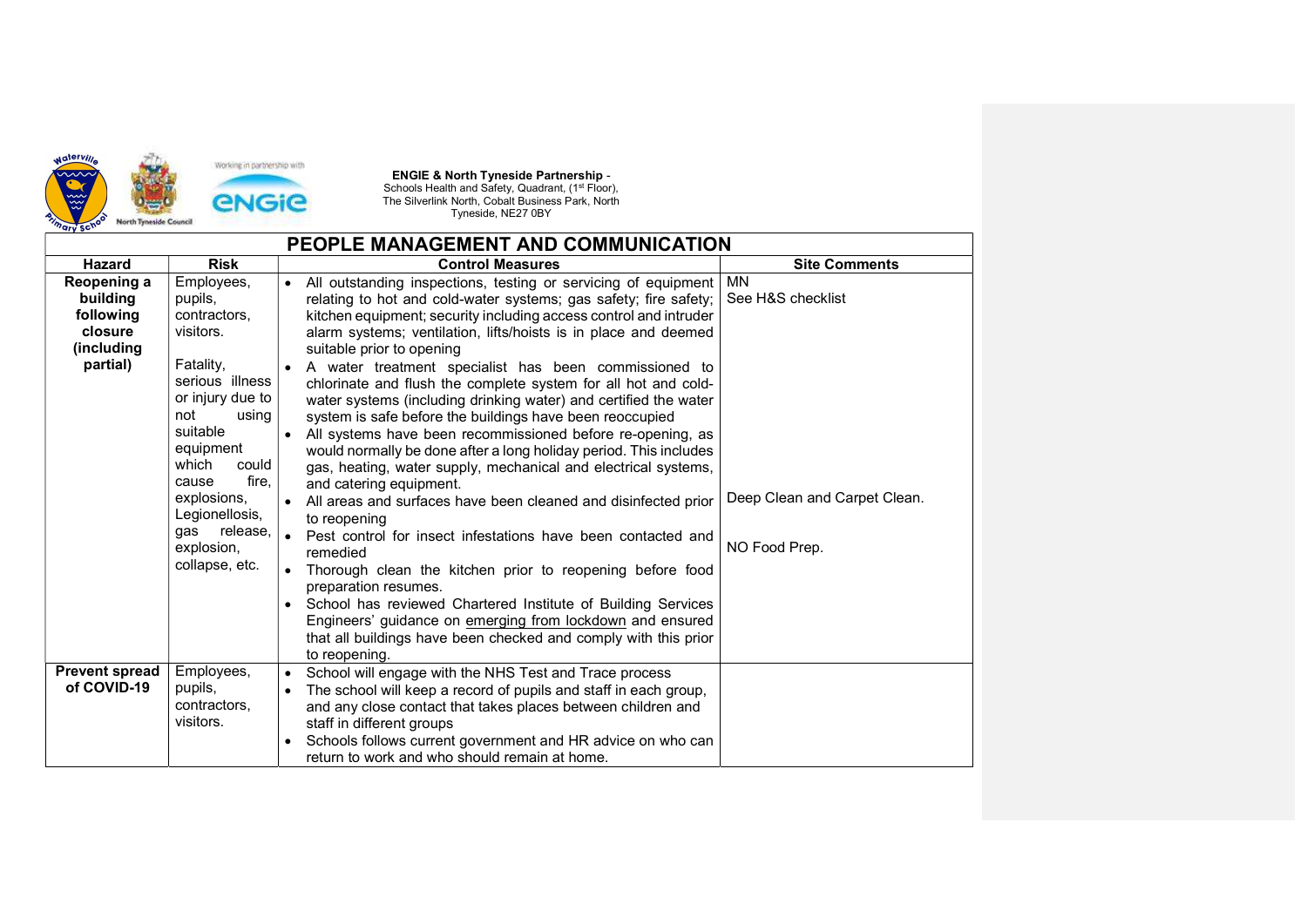**ENGIE & North Tyneside Partnership** -
Schools Health and Safety, Quadrant, (1st Floor),
The Silverlink North, Cobalt Business Park, North
Tyneside, NE27 0BY

## PEOPLE MANAGEMENT AND COMMUNICATION

| Hazard | Risk | Control Measures | Site Comments |
|---|---|---|---|
| **Reopening a building following closure (including partial)** | Employees, pupils, contractors, visitors.<br><br>Fatality, serious illness or injury due to not using suitable equipment which could cause fire, explosions, Legionellosis, gas release, explosion, collapse, etc. | • All outstanding inspections, testing or servicing of equipment relating to hot and cold-water systems; gas safety; fire safety; kitchen equipment; security including access control and intruder alarm systems; ventilation, lifts/hoists is in place and deemed suitable prior to opening<br>• A water treatment specialist has been commissioned to chlorinate and flush the complete system for all hot and cold-water systems (including drinking water) and certified the water system is safe before the buildings have been reoccupied<br>• All systems have been recommissioned before re-opening, as would normally be done after a long holiday period. This includes gas, heating, water supply, mechanical and electrical systems, and catering equipment.<br>• All areas and surfaces have been cleaned and disinfected prior to reopening<br>• Pest control for insect infestations have been contacted and remedied<br>• Thorough clean the kitchen prior to reopening before food preparation resumes.<br>• School has reviewed Chartered Institute of Building Services Engineers' guidance on emerging from lockdown and ensured that all buildings have been checked and comply with this prior to reopening. | MN<br>See H&S checklist<br><br>Deep Clean and Carpet Clean.<br><br>NO Food Prep. |
| **Prevent spread of COVID-19** | Employees, pupils, contractors, visitors. | • School will engage with the NHS Test and Trace process<br>• The school will keep a record of pupils and staff in each group, and any close contact that takes places between children and staff in different groups<br>• Schools follows current government and HR advice on who can return to work and who should remain at home. | |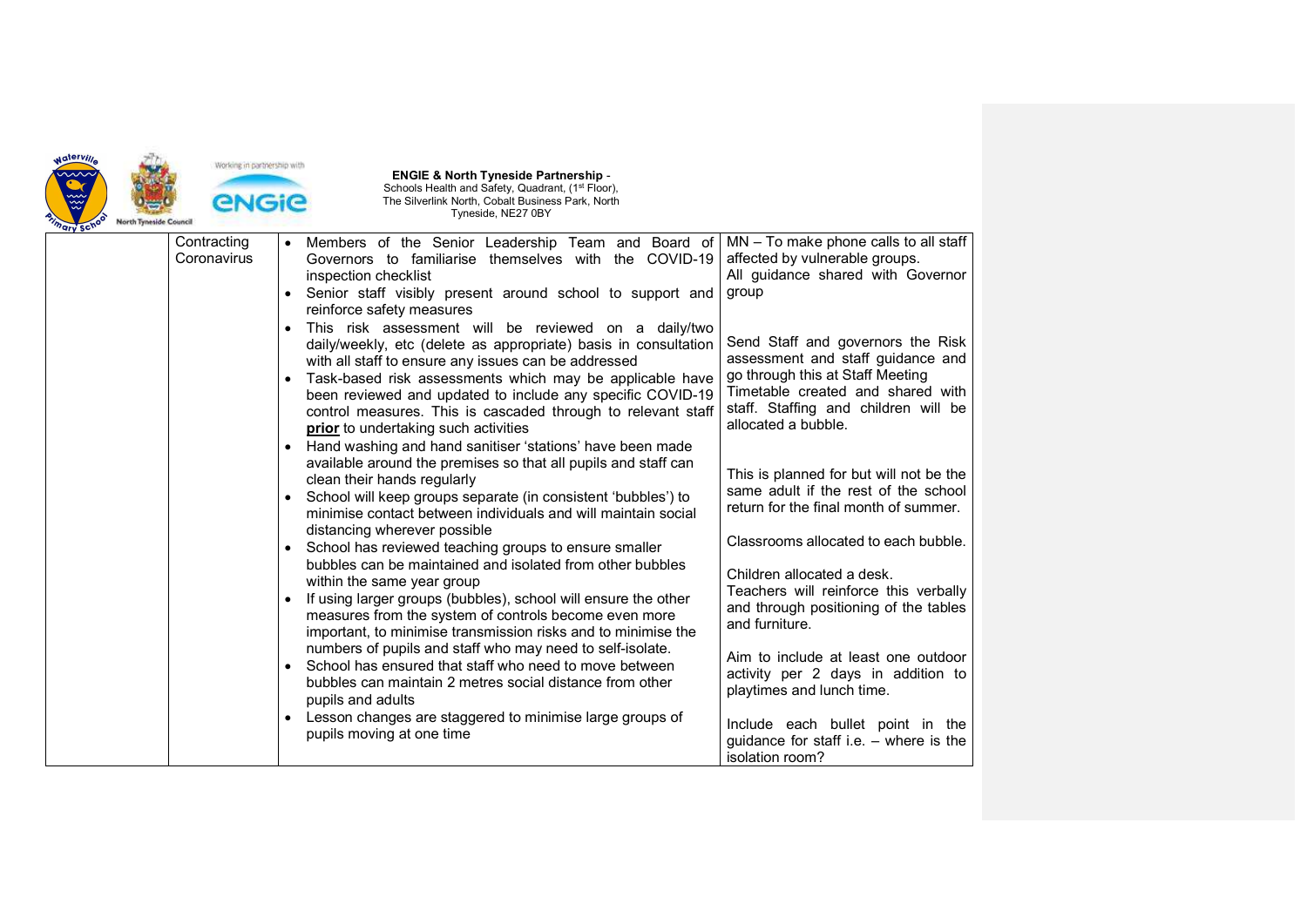| | | | |
|---|---|---|---|
| | Contracting Coronavirus | • Members of the Senior Leadership Team and Board of Governors to familiarise themselves with the COVID-19 inspection checklist<br>• Senior staff visibly present around school to support and reinforce safety measures<br>• This risk assessment will be reviewed on a daily/two daily/weekly, etc (delete as appropriate) basis in consultation with all staff to ensure any issues can be addressed<br>• Task-based risk assessments which may be applicable have been reviewed and updated to include any specific COVID-19 control measures. This is cascaded through to relevant staff **prior** to undertaking such activities<br>• Hand washing and hand sanitiser 'stations' have been made available around the premises so that all pupils and staff can clean their hands regularly<br>• School will keep groups separate (in consistent 'bubbles') to minimise contact between individuals and will maintain social distancing wherever possible<br>• School has reviewed teaching groups to ensure smaller bubbles can be maintained and isolated from other bubbles within the same year group<br>• If using larger groups (bubbles), school will ensure the other measures from the system of controls become even more important, to minimise transmission risks and to minimise the numbers of pupils and staff who may need to self-isolate.<br>• School has ensured that staff who need to move between bubbles can maintain 2 metres social distance from other pupils and adults<br>• Lesson changes are staggered to minimise large groups of pupils moving at one time | MN – To make phone calls to all staff affected by vulnerable groups.<br>All guidance shared with Governor group<br><br>Send Staff and governors the Risk assessment and staff guidance and go through this at Staff Meeting<br>Timetable created and shared with staff. Staffing and children will be allocated a bubble.<br><br>This is planned for but will not be the same adult if the rest of the school return for the final month of summer.<br><br>Classrooms allocated to each bubble.<br><br>Children allocated a desk.<br>Teachers will reinforce this verbally and through positioning of the tables and furniture.<br><br>Aim to include at least one outdoor activity per 2 days in addition to playtimes and lunch time.<br><br>Include each bullet point in the guidance for staff i.e. – where is the isolation room? |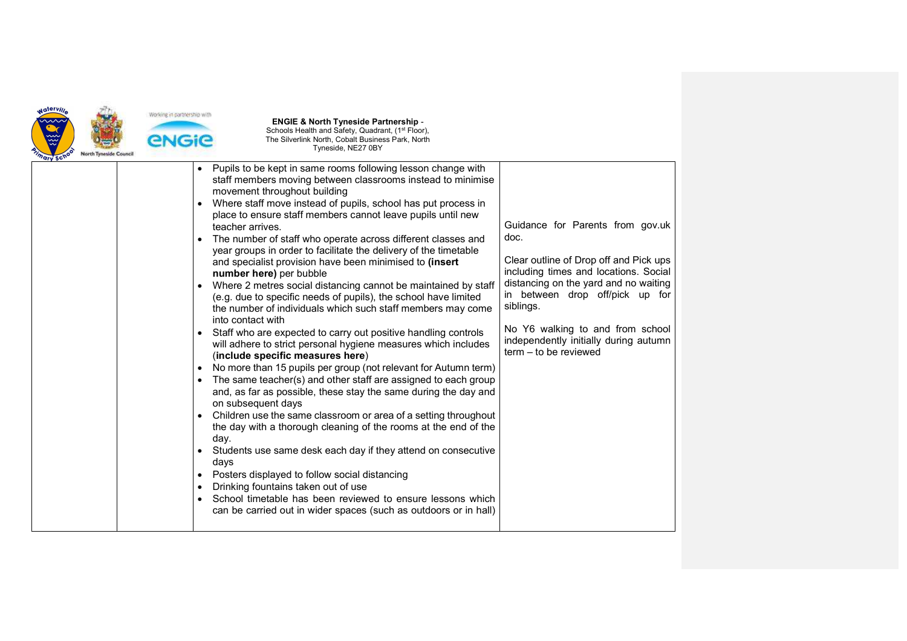| | | | |
|---|---|---|---|
| | | • Pupils to be kept in same rooms following lesson change with staff members moving between classrooms instead to minimise movement throughout building<br>• Where staff move instead of pupils, school has put process in place to ensure staff members cannot leave pupils until new teacher arrives.<br>• The number of staff who operate across different classes and year groups in order to facilitate the delivery of the timetable and specialist provision have been minimised to **(insert number here)** per bubble<br>• Where 2 metres social distancing cannot be maintained by staff (e.g. due to specific needs of pupils), the school have limited the number of individuals which such staff members may come into contact with<br>• Staff who are expected to carry out positive handling controls will adhere to strict personal hygiene measures which includes (**include specific measures here**)<br>• No more than 15 pupils per group (not relevant for Autumn term)<br>• The same teacher(s) and other staff are assigned to each group and, as far as possible, these stay the same during the day and on subsequent days<br>• Children use the same classroom or area of a setting throughout the day with a thorough cleaning of the rooms at the end of the day.<br>• Students use same desk each day if they attend on consecutive days<br>• Posters displayed to follow social distancing<br>• Drinking fountains taken out of use<br>• School timetable has been reviewed to ensure lessons which can be carried out in wider spaces (such as outdoors or in hall) | Guidance for Parents from gov.uk doc.<br><br>Clear outline of Drop off and Pick ups including times and locations. Social distancing on the yard and no waiting in between drop off/pick up for siblings.<br><br>No Y6 walking to and from school independently initially during autumn term – to be reviewed |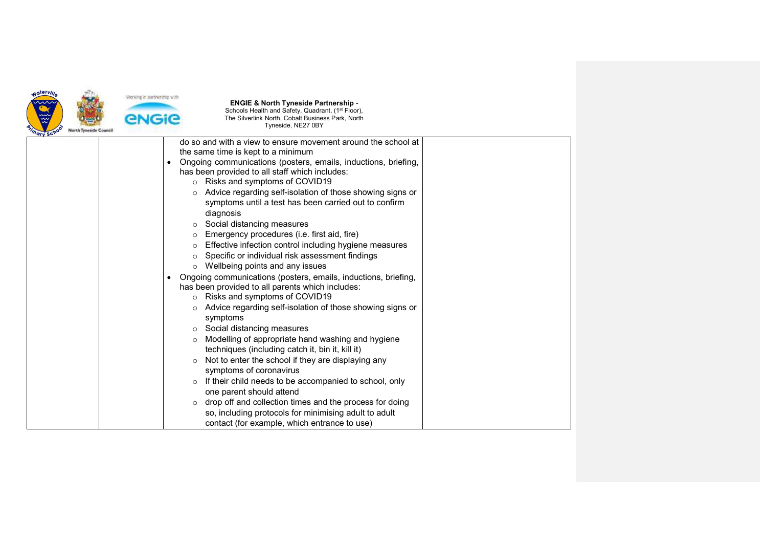| | | | |
|---|---|---|---|
| | | do so and with a view to ensure movement around the school at the same time is kept to a minimum<br>• Ongoing communications (posters, emails, inductions, briefing, has been provided to all staff which includes:<br>&nbsp;&nbsp;○ Risks and symptoms of COVID19<br>&nbsp;&nbsp;○ Advice regarding self-isolation of those showing signs or symptoms until a test has been carried out to confirm diagnosis<br>&nbsp;&nbsp;○ Social distancing measures<br>&nbsp;&nbsp;○ Emergency procedures (i.e. first aid, fire)<br>&nbsp;&nbsp;○ Effective infection control including hygiene measures<br>&nbsp;&nbsp;○ Specific or individual risk assessment findings<br>&nbsp;&nbsp;○ Wellbeing points and any issues<br>• Ongoing communications (posters, emails, inductions, briefing, has been provided to all parents which includes:<br>&nbsp;&nbsp;○ Risks and symptoms of COVID19<br>&nbsp;&nbsp;○ Advice regarding self-isolation of those showing signs or symptoms<br>&nbsp;&nbsp;○ Social distancing measures<br>&nbsp;&nbsp;○ Modelling of appropriate hand washing and hygiene techniques (including catch it, bin it, kill it)<br>&nbsp;&nbsp;○ Not to enter the school if they are displaying any symptoms of coronavirus<br>&nbsp;&nbsp;○ If their child needs to be accompanied to school, only one parent should attend<br>&nbsp;&nbsp;○ drop off and collection times and the process for doing so, including protocols for minimising adult to adult contact (for example, which entrance to use) | |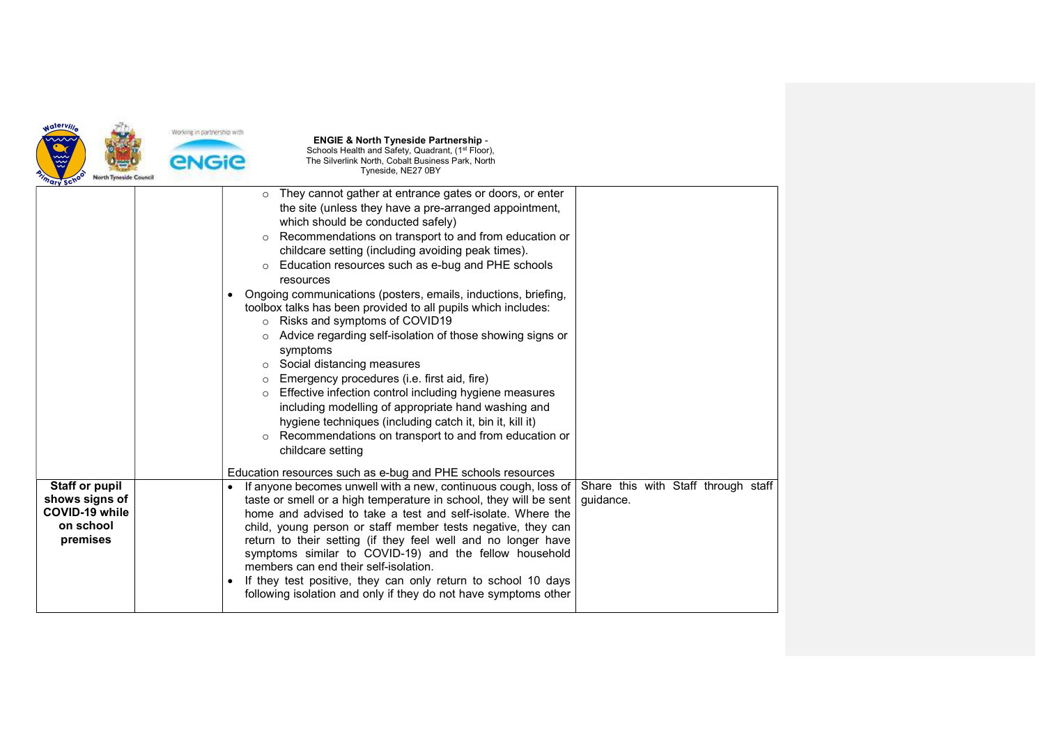| | | | |
|---|---|---|---|
| | | ○ They cannot gather at entrance gates or doors, or enter the site (unless they have a pre-arranged appointment, which should be conducted safely)<br>○ Recommendations on transport to and from education or childcare setting (including avoiding peak times).<br>○ Education resources such as e-bug and PHE schools resources<br>• Ongoing communications (posters, emails, inductions, briefing, toolbox talks has been provided to all pupils which includes:<br>○ Risks and symptoms of COVID19<br>○ Advice regarding self-isolation of those showing signs or symptoms<br>○ Social distancing measures<br>○ Emergency procedures (i.e. first aid, fire)<br>○ Effective infection control including hygiene measures including modelling of appropriate hand washing and hygiene techniques (including catch it, bin it, kill it)<br>○ Recommendations on transport to and from education or childcare setting<br><br>Education resources such as e-bug and PHE schools resources | |
| **Staff or pupil shows signs of COVID-19 while on school premises** | | • If anyone becomes unwell with a new, continuous cough, loss of taste or smell or a high temperature in school, they will be sent home and advised to take a test and self-isolate. Where the child, young person or staff member tests negative, they can return to their setting (if they feel well and no longer have symptoms similar to COVID-19) and the fellow household members can end their self-isolation.<br>• If they test positive, they can only return to school 10 days following isolation and only if they do not have symptoms other | Share this with Staff through staff guidance. |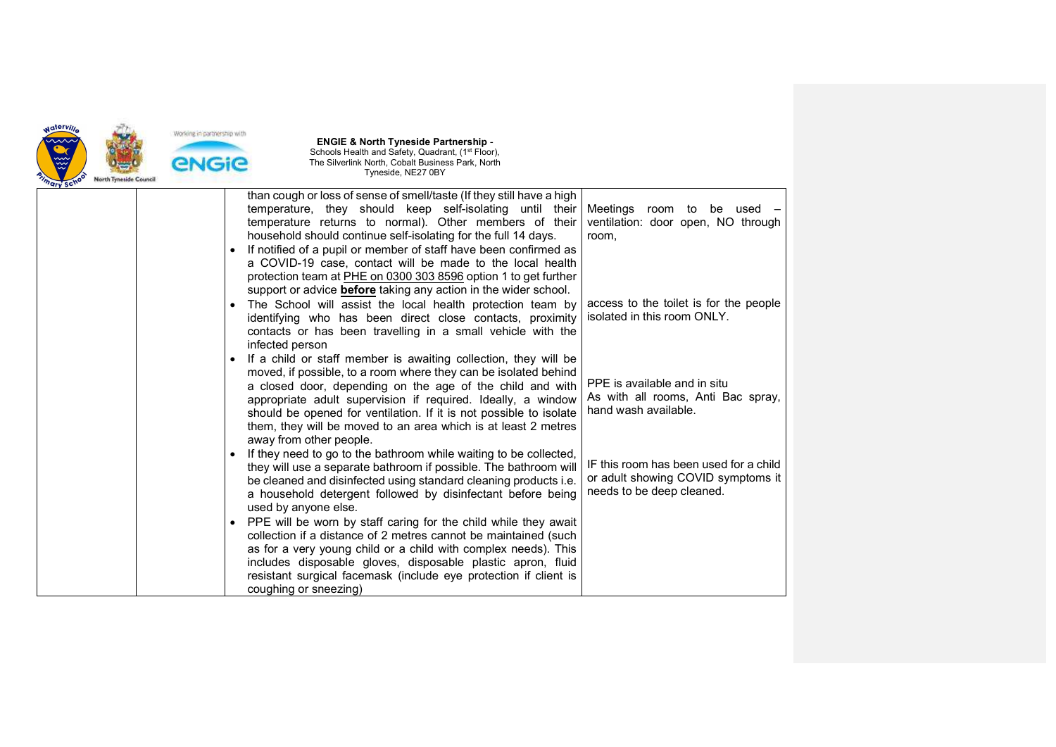| | | | |
|---|---|---|---|
| | | than cough or loss of sense of smell/taste (If they still have a high temperature, they should keep self-isolating until their temperature returns to normal). Other members of their household should continue self-isolating for the full 14 days.<br>• If notified of a pupil or member of staff have been confirmed as a COVID-19 case, contact will be made to the local health protection team at PHE on 0300 303 8596 option 1 to get further support or advice **before** taking any action in the wider school.<br>• The School will assist the local health protection team by identifying who has been direct close contacts, proximity contacts or has been travelling in a small vehicle with the infected person<br>• If a child or staff member is awaiting collection, they will be moved, if possible, to a room where they can be isolated behind a closed door, depending on the age of the child and with appropriate adult supervision if required. Ideally, a window should be opened for ventilation. If it is not possible to isolate them, they will be moved to an area which is at least 2 metres away from other people.<br>• If they need to go to the bathroom while waiting to be collected, they will use a separate bathroom if possible. The bathroom will be cleaned and disinfected using standard cleaning products i.e. a household detergent followed by disinfectant before being used by anyone else.<br>• PPE will be worn by staff caring for the child while they await collection if a distance of 2 metres cannot be maintained (such as for a very young child or a child with complex needs). This includes disposable gloves, disposable plastic apron, fluid resistant surgical facemask (include eye protection if client is coughing or sneezing) | Meetings room to be used – ventilation: door open, NO through room,<br><br>access to the toilet is for the people isolated in this room ONLY.<br><br>PPE is available and in situ<br>As with all rooms, Anti Bac spray, hand wash available.<br><br>IF this room has been used for a child or adult showing COVID symptoms it needs to be deep cleaned. |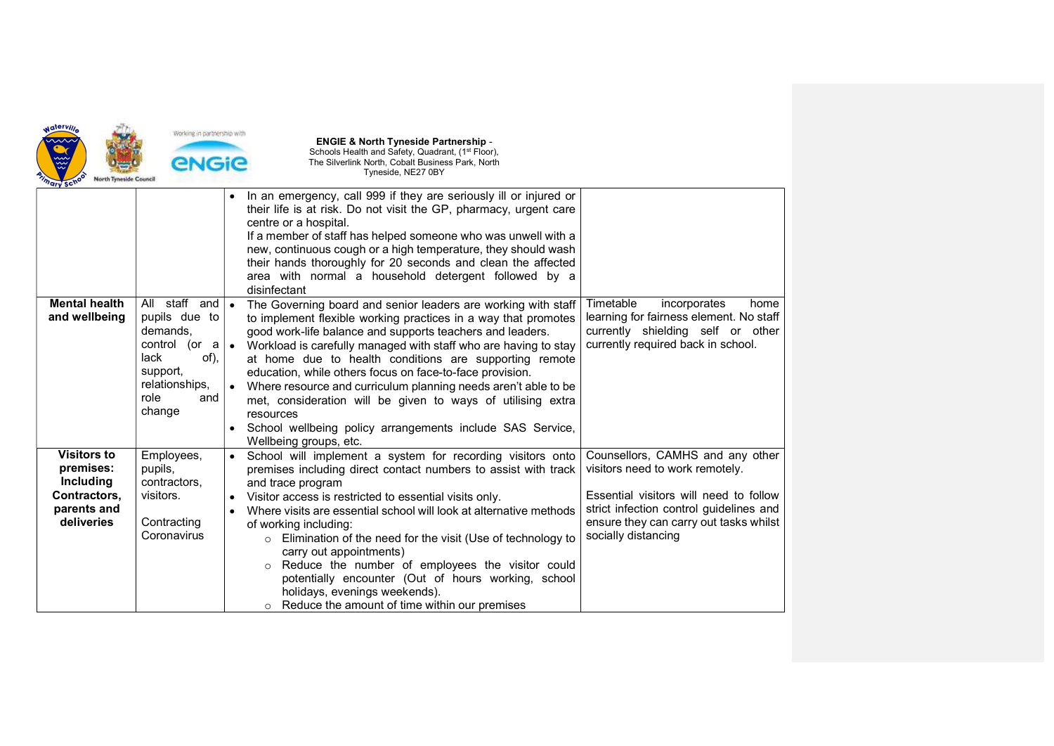**ENGIE & North Tyneside Partnership** -
Schools Health and Safety, Quadrant, (1st Floor),
The Silverlink North, Cobalt Business Park, North Tyneside, NE27 0BY

| | | | |
|---|---|---|---|
| | | • In an emergency, call 999 if they are seriously ill or injured or their life is at risk. Do not visit the GP, pharmacy, urgent care centre or a hospital.<br>If a member of staff has helped someone who was unwell with a new, continuous cough or a high temperature, they should wash their hands thoroughly for 20 seconds and clean the affected area with normal a household detergent followed by a disinfectant | |
| **Mental health and wellbeing** | All staff and pupils due to demands, control (or a lack of), support, relationships, role and change | • The Governing board and senior leaders are working with staff to implement flexible working practices in a way that promotes good work-life balance and supports teachers and leaders.<br>• Workload is carefully managed with staff who are having to stay at home due to health conditions are supporting remote education, while others focus on face-to-face provision.<br>• Where resource and curriculum planning needs aren't able to be met, consideration will be given to ways of utilising extra resources<br>• School wellbeing policy arrangements include SAS Service, Wellbeing groups, etc. | Timetable incorporates home learning for fairness element. No staff currently shielding self or other currently required back in school. |
| **Visitors to premises: Including Contractors, parents and deliveries** | Employees, pupils, contractors, visitors.<br><br>Contracting Coronavirus | • School will implement a system for recording visitors onto premises including direct contact numbers to assist with track and trace program<br>• Visitor access is restricted to essential visits only.<br>• Where visits are essential school will look at alternative methods of working including:<br>  ○ Elimination of the need for the visit (Use of technology to carry out appointments)<br>  ○ Reduce the number of employees the visitor could potentially encounter (Out of hours working, school holidays, evenings weekends).<br>  ○ Reduce the amount of time within our premises | Counsellors, CAMHS and any other visitors need to work remotely.<br><br>Essential visitors will need to follow strict infection control guidelines and ensure they can carry out tasks whilst socially distancing |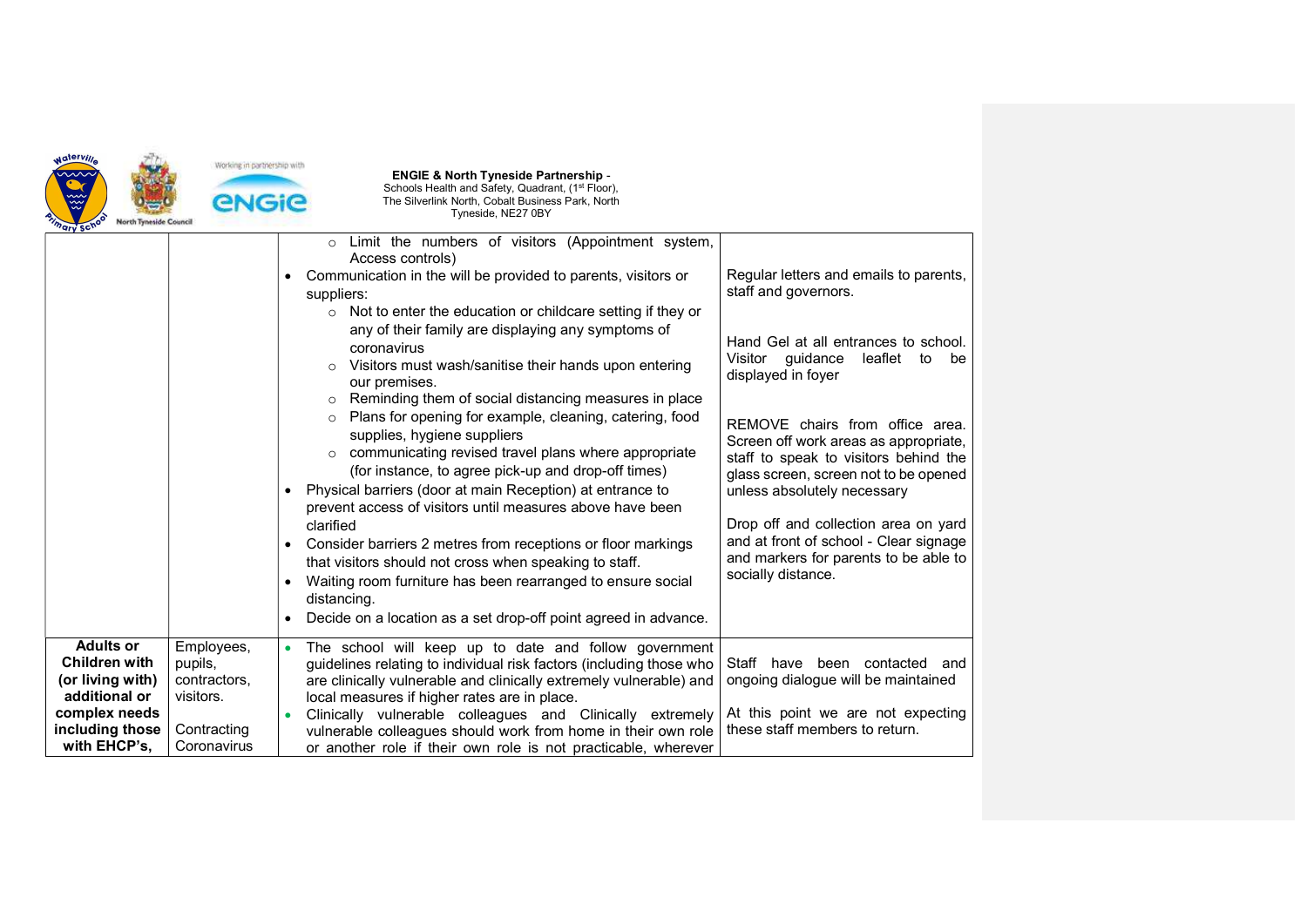| | | | |
|---|---|---|---|
| | | ○ Limit the numbers of visitors (Appointment system, Access controls)<br>• Communication in the will be provided to parents, visitors or suppliers:<br>○ Not to enter the education or childcare setting if they or any of their family are displaying any symptoms of coronavirus<br>○ Visitors must wash/sanitise their hands upon entering our premises.<br>○ Reminding them of social distancing measures in place<br>○ Plans for opening for example, cleaning, catering, food supplies, hygiene suppliers<br>○ communicating revised travel plans where appropriate (for instance, to agree pick-up and drop-off times)<br>• Physical barriers (door at main Reception) at entrance to prevent access of visitors until measures above have been clarified<br>• Consider barriers 2 metres from receptions or floor markings that visitors should not cross when speaking to staff.<br>• Waiting room furniture has been rearranged to ensure social distancing.<br>• Decide on a location as a set drop-off point agreed in advance. | Regular letters and emails to parents, staff and governors.<br><br>Hand Gel at all entrances to school. Visitor guidance leaflet to be displayed in foyer<br><br>REMOVE chairs from office area. Screen off work areas as appropriate, staff to speak to visitors behind the glass screen, screen not to be opened unless absolutely necessary<br><br>Drop off and collection area on yard and at front of school - Clear signage and markers for parents to be able to socially distance. |
| **Adults or Children with (or living with) additional or complex needs including those with EHCP's,** | Employees, pupils, contractors, visitors.<br><br>Contracting Coronavirus | • The school will keep up to date and follow government guidelines relating to individual risk factors (including those who are clinically vulnerable and clinically extremely vulnerable) and local measures if higher rates are in place.<br>• Clinically vulnerable colleagues and Clinically extremely vulnerable colleagues should work from home in their own role or another role if their own role is not practicable, wherever | Staff have been contacted and ongoing dialogue will be maintained<br><br>At this point we are not expecting these staff members to return. |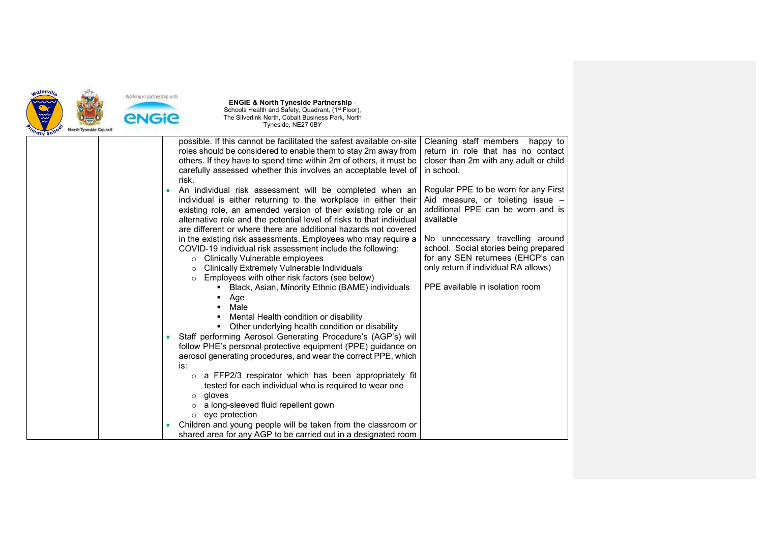| | | | |
|---|---|---|---|
| | | possible. If this cannot be facilitated the safest available on-site roles should be considered to enable them to stay 2m away from others. If they have to spend time within 2m of others, it must be carefully assessed whether this involves an acceptable level of risk.<br>• An individual risk assessment will be completed when an individual is either returning to the workplace in either their existing role, an amended version of their existing role or an alternative role and the potential level of risks to that individual are different or where there are additional hazards not covered in the existing risk assessments. Employees who may require a COVID-19 individual risk assessment include the following:<br>  ○ Clinically Vulnerable employees<br>  ○ Clinically Extremely Vulnerable Individuals<br>  ○ Employees with other risk factors (see below)<br>    ▪ Black, Asian, Minority Ethnic (BAME) individuals<br>    ▪ Age<br>    ▪ Male<br>    ▪ Mental Health condition or disability<br>    ▪ Other underlying health condition or disability<br>• Staff performing Aerosol Generating Procedure's (AGP's) will follow PHE's personal protective equipment (PPE) guidance on aerosol generating procedures, and wear the correct PPE, which is:<br>  ○ a FFP2/3 respirator which has been appropriately fit tested for each individual who is required to wear one<br>  ○ gloves<br>  ○ a long-sleeved fluid repellent gown<br>  ○ eye protection<br>• Children and young people will be taken from the classroom or shared area for any AGP to be carried out in a designated room | Cleaning staff members happy to return in role that has no contact closer than 2m with any adult or child in school.<br><br>Regular PPE to be worn for any First Aid measure, or toileting issue – additional PPE can be worn and is available<br><br>No unnecessary travelling around school. Social stories being prepared for any SEN returnees (EHCP's can only return if individual RA allows)<br><br>PPE available in isolation room |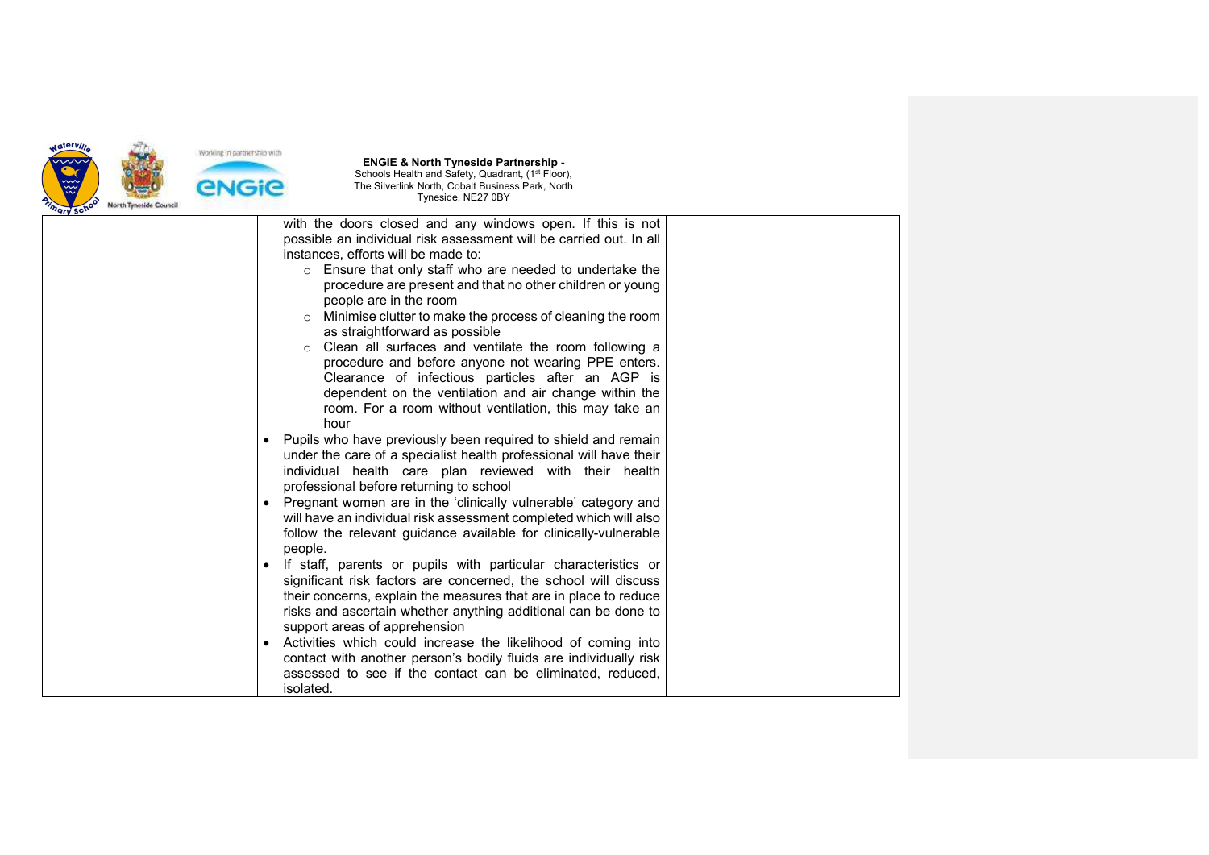| | | | |
|---|---|---|---|
| | | with the doors closed and any windows open. If this is not possible an individual risk assessment will be carried out. In all instances, efforts will be made to:<br>o Ensure that only staff who are needed to undertake the procedure are present and that no other children or young people are in the room<br>o Minimise clutter to make the process of cleaning the room as straightforward as possible<br>o Clean all surfaces and ventilate the room following a procedure and before anyone not wearing PPE enters. Clearance of infectious particles after an AGP is dependent on the ventilation and air change within the room. For a room without ventilation, this may take an hour<br>• Pupils who have previously been required to shield and remain under the care of a specialist health professional will have their individual health care plan reviewed with their health professional before returning to school<br>• Pregnant women are in the 'clinically vulnerable' category and will have an individual risk assessment completed which will also follow the relevant guidance available for clinically-vulnerable people.<br>• If staff, parents or pupils with particular characteristics or significant risk factors are concerned, the school will discuss their concerns, explain the measures that are in place to reduce risks and ascertain whether anything additional can be done to support areas of apprehension<br>• Activities which could increase the likelihood of coming into contact with another person's bodily fluids are individually risk assessed to see if the contact can be eliminated, reduced, isolated. | |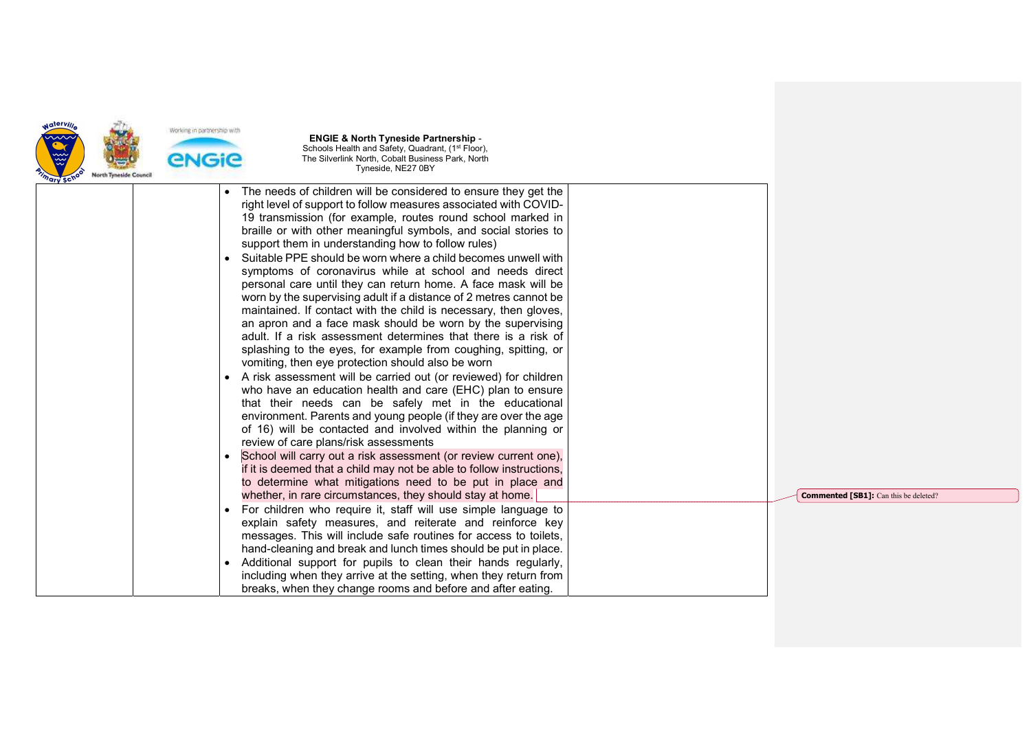| | | | |
|---|---|---|---|
| | | • The needs of children will be considered to ensure they get the right level of support to follow measures associated with COVID-19 transmission (for example, routes round school marked in braille or with other meaningful symbols, and social stories to support them in understanding how to follow rules)<br>• Suitable PPE should be worn where a child becomes unwell with symptoms of coronavirus while at school and needs direct personal care until they can return home. A face mask will be worn by the supervising adult if a distance of 2 metres cannot be maintained. If contact with the child is necessary, then gloves, an apron and a face mask should be worn by the supervising adult. If a risk assessment determines that there is a risk of splashing to the eyes, for example from coughing, spitting, or vomiting, then eye protection should also be worn<br>• A risk assessment will be carried out (or reviewed) for children who have an education health and care (EHC) plan to ensure that their needs can be safely met in the educational environment. Parents and young people (if they are over the age of 16) will be contacted and involved within the planning or review of care plans/risk assessments<br>• School will carry out a risk assessment (or review current one), if it is deemed that a child may not be able to follow instructions, to determine what mitigations need to be put in place and whether, in rare circumstances, they should stay at home.<br>• For children who require it, staff will use simple language to explain safety measures, and reiterate and reinforce key messages. This will include safe routines for access to toilets, hand-cleaning and break and lunch times should be put in place.<br>• Additional support for pupils to clean their hands regularly, including when they arrive at the setting, when they return from breaks, when they change rooms and before and after eating. | |

**Commented [SB1]:** Can this be deleted?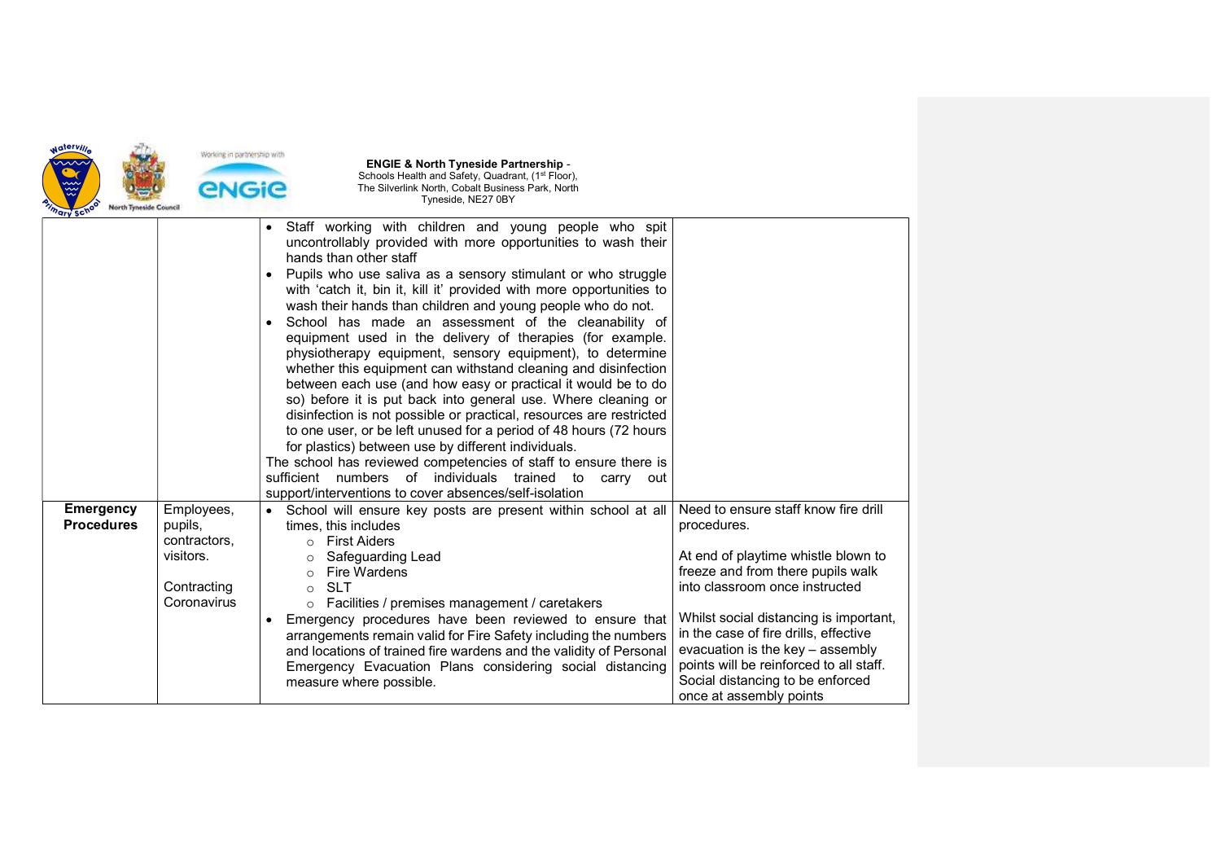| | | | |
|---|---|---|---|
| | | • Staff working with children and young people who spit uncontrollably provided with more opportunities to wash their hands than other staff<br>• Pupils who use saliva as a sensory stimulant or who struggle with 'catch it, bin it, kill it' provided with more opportunities to wash their hands than children and young people who do not.<br>• School has made an assessment of the cleanability of equipment used in the delivery of therapies (for example. physiotherapy equipment, sensory equipment), to determine whether this equipment can withstand cleaning and disinfection between each use (and how easy or practical it would be to do so) before it is put back into general use. Where cleaning or disinfection is not possible or practical, resources are restricted to one user, or be left unused for a period of 48 hours (72 hours for plastics) between use by different individuals.<br>The school has reviewed competencies of staff to ensure there is sufficient numbers of individuals trained to carry out support/interventions to cover absences/self-isolation | |
| **Emergency Procedures** | Employees, pupils, contractors, visitors.<br><br>Contracting Coronavirus | • School will ensure key posts are present within school at all times, this includes<br>  ○ First Aiders<br>  ○ Safeguarding Lead<br>  ○ Fire Wardens<br>  ○ SLT<br>  ○ Facilities / premises management / caretakers<br>• Emergency procedures have been reviewed to ensure that arrangements remain valid for Fire Safety including the numbers and locations of trained fire wardens and the validity of Personal Emergency Evacuation Plans considering social distancing measure where possible. | Need to ensure staff know fire drill procedures.<br><br>At end of playtime whistle blown to freeze and from there pupils walk into classroom once instructed<br><br>Whilst social distancing is important, in the case of fire drills, effective evacuation is the key – assembly points will be reinforced to all staff. Social distancing to be enforced once at assembly points |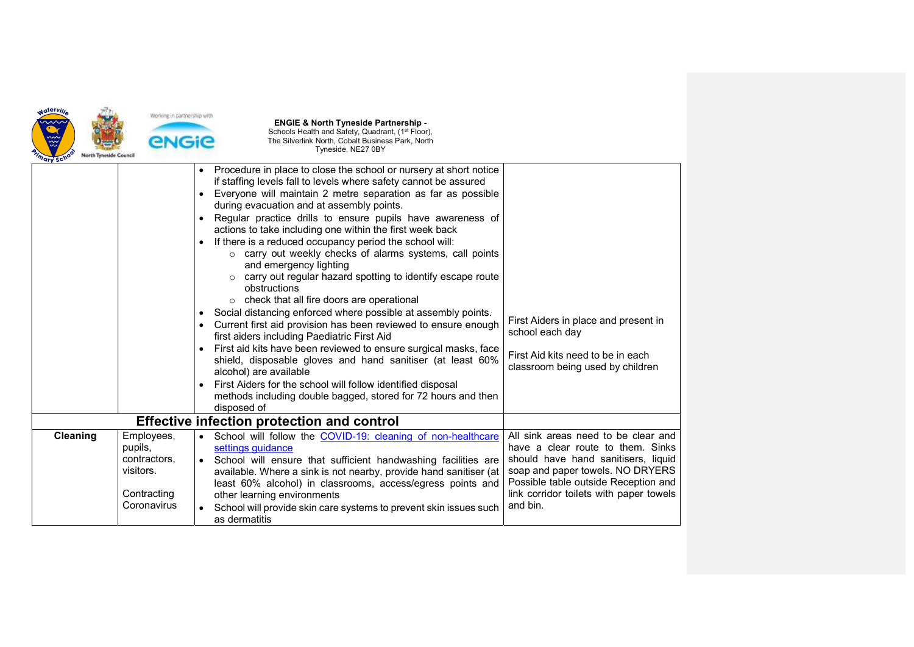| | | | |
|---|---|---|---|
| | | • Procedure in place to close the school or nursery at short notice if staffing levels fall to levels where safety cannot be assured<br>• Everyone will maintain 2 metre separation as far as possible during evacuation and at assembly points.<br>• Regular practice drills to ensure pupils have awareness of actions to take including one within the first week back<br>• If there is a reduced occupancy period the school will:<br>  ○ carry out weekly checks of alarms systems, call points and emergency lighting<br>  ○ carry out regular hazard spotting to identify escape route obstructions<br>  ○ check that all fire doors are operational<br>• Social distancing enforced where possible at assembly points.<br>• Current first aid provision has been reviewed to ensure enough first aiders including Paediatric First Aid<br>• First aid kits have been reviewed to ensure surgical masks, face shield, disposable gloves and hand sanitiser (at least 60% alcohol) are available<br>• First Aiders for the school will follow identified disposal methods including double bagged, stored for 72 hours and then disposed of | First Aiders in place and present in school each day<br><br>First Aid kits need to be in each classroom being used by children |
| **Effective infection protection and control** | | | |
| **Cleaning** | Employees, pupils, contractors, visitors.<br><br>Contracting Coronavirus | • School will follow the [COVID-19: cleaning of non-healthcare settings guidance]<br>• School will ensure that sufficient handwashing facilities are available. Where a sink is not nearby, provide hand sanitiser (at least 60% alcohol) in classrooms, access/egress points and other learning environments<br>• School will provide skin care systems to prevent skin issues such as dermatitis | All sink areas need to be clear and have a clear route to them. Sinks should have hand sanitisers, liquid soap and paper towels. NO DRYERS Possible table outside Reception and link corridor toilets with paper towels and bin. |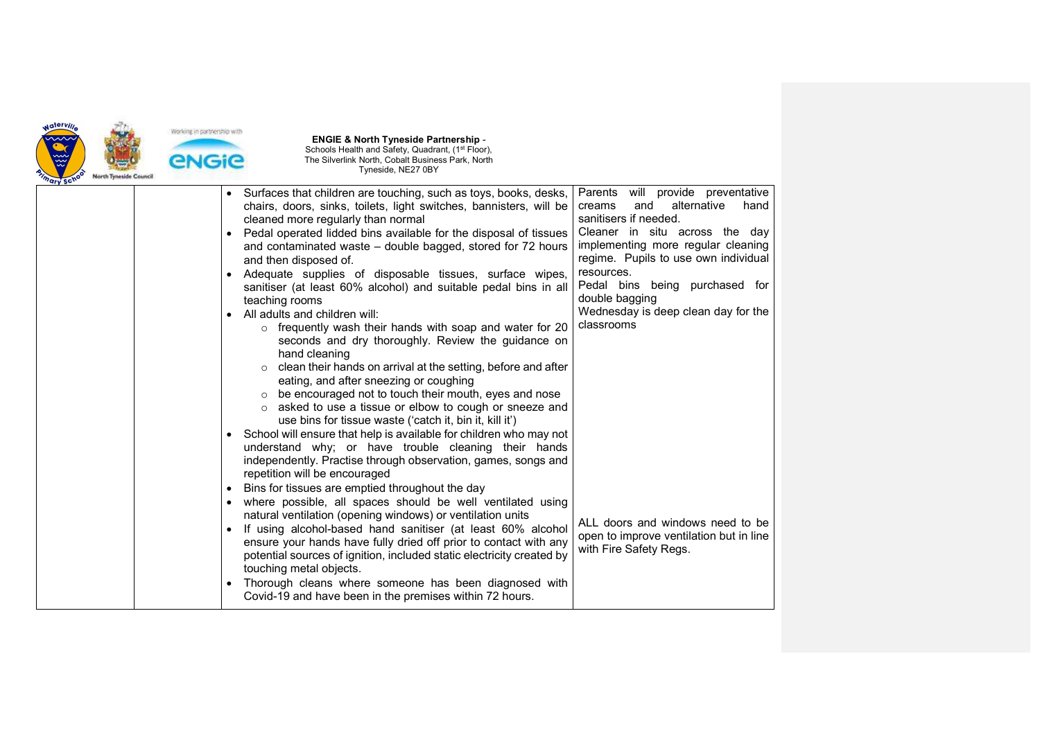**ENGIE & North Tyneside Partnership** -
Schools Health and Safety, Quadrant, (1st Floor),
The Silverlink North, Cobalt Business Park, North
Tyneside, NE27 0BY

| | | | |
|---|---|---|---|
| | | • Surfaces that children are touching, such as toys, books, desks, chairs, doors, sinks, toilets, light switches, bannisters, will be cleaned more regularly than normal<br>• Pedal operated lidded bins available for the disposal of tissues and contaminated waste – double bagged, stored for 72 hours and then disposed of.<br>• Adequate supplies of disposable tissues, surface wipes, sanitiser (at least 60% alcohol) and suitable pedal bins in all teaching rooms<br>• All adults and children will:<br>  ○ frequently wash their hands with soap and water for 20 seconds and dry thoroughly. Review the guidance on hand cleaning<br>  ○ clean their hands on arrival at the setting, before and after eating, and after sneezing or coughing<br>  ○ be encouraged not to touch their mouth, eyes and nose<br>  ○ asked to use a tissue or elbow to cough or sneeze and use bins for tissue waste ('catch it, bin it, kill it')<br>• School will ensure that help is available for children who may not understand why; or have trouble cleaning their hands independently. Practise through observation, games, songs and repetition will be encouraged<br>• Bins for tissues are emptied throughout the day<br>• where possible, all spaces should be well ventilated using natural ventilation (opening windows) or ventilation units<br>• If using alcohol-based hand sanitiser (at least 60% alcohol ensure your hands have fully dried off prior to contact with any potential sources of ignition, included static electricity created by touching metal objects.<br>• Thorough cleans where someone has been diagnosed with Covid-19 and have been in the premises within 72 hours. | Parents will provide preventative creams and alternative hand sanitisers if needed.<br>Cleaner in situ across the day implementing more regular cleaning regime. Pupils to use own individual resources.<br>Pedal bins being purchased for double bagging<br>Wednesday is deep clean day for the classrooms<br><br>ALL doors and windows need to be open to improve ventilation but in line with Fire Safety Regs. |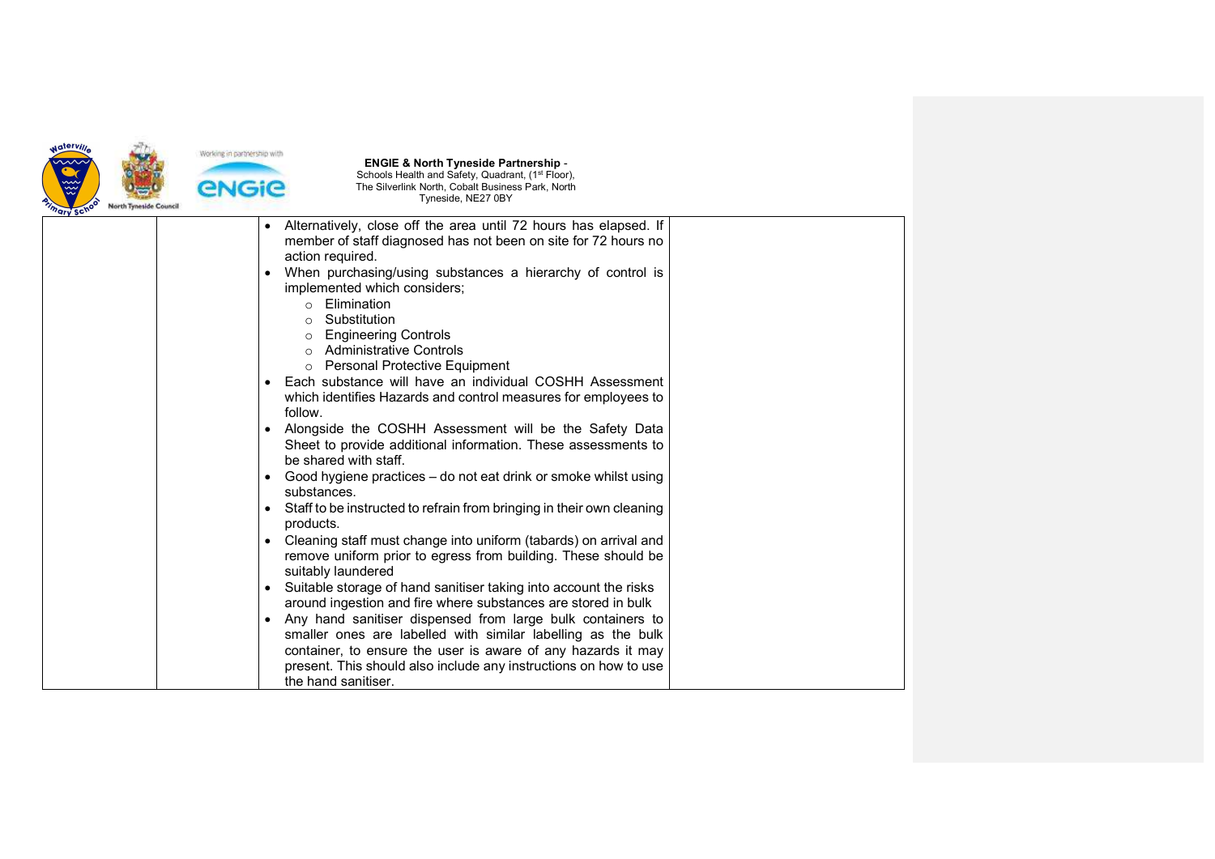| | | | |
|---|---|---|---|
| | | • Alternatively, close off the area until 72 hours has elapsed. If member of staff diagnosed has not been on site for 72 hours no action required.<br>• When purchasing/using substances a hierarchy of control is implemented which considers;<br>  ○ Elimination<br>  ○ Substitution<br>  ○ Engineering Controls<br>  ○ Administrative Controls<br>  ○ Personal Protective Equipment<br>• Each substance will have an individual COSHH Assessment which identifies Hazards and control measures for employees to follow.<br>• Alongside the COSHH Assessment will be the Safety Data Sheet to provide additional information. These assessments to be shared with staff.<br>• Good hygiene practices – do not eat drink or smoke whilst using substances.<br>• Staff to be instructed to refrain from bringing in their own cleaning products.<br>• Cleaning staff must change into uniform (tabards) on arrival and remove uniform prior to egress from building. These should be suitably laundered<br>• Suitable storage of hand sanitiser taking into account the risks around ingestion and fire where substances are stored in bulk<br>• Any hand sanitiser dispensed from large bulk containers to smaller ones are labelled with similar labelling as the bulk container, to ensure the user is aware of any hazards it may present. This should also include any instructions on how to use the hand sanitiser. | |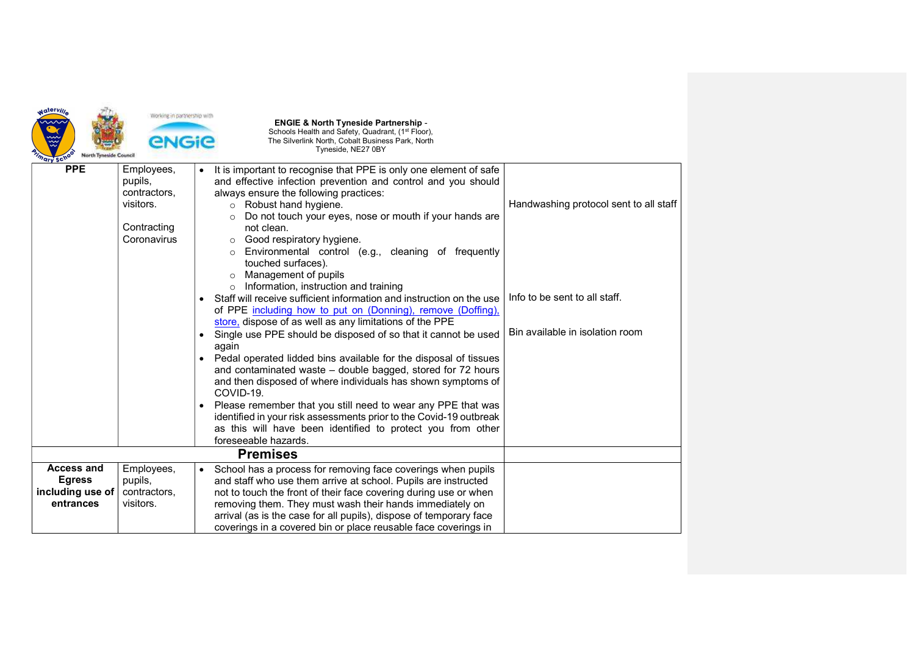| PPE | Employees, pupils, contractors, visitors.<br><br>Contracting Coronavirus | • It is important to recognise that PPE is only one element of safe and effective infection prevention and control and you should always ensure the following practices:<br>  ○ Robust hand hygiene.<br>  ○ Do not touch your eyes, nose or mouth if your hands are not clean.<br>  ○ Good respiratory hygiene.<br>  ○ Environmental control (e.g., cleaning of frequently touched surfaces).<br>  ○ Management of pupils<br>  ○ Information, instruction and training<br>• Staff will receive sufficient information and instruction on the use of PPE including how to put on (Donning), remove (Doffing), store, dispose of as well as any limitations of the PPE<br>• Single use PPE should be disposed of so that it cannot be used again<br>• Pedal operated lidded bins available for the disposal of tissues and contaminated waste – double bagged, stored for 72 hours and then disposed of where individuals has shown symptoms of COVID-19.<br>• Please remember that you still need to wear any PPE that was identified in your risk assessments prior to the Covid-19 outbreak as this will have been identified to protect you from other foreseeable hazards. | Handwashing protocol sent to all staff<br><br>Info to be sent to all staff.<br><br>Bin available in isolation room |
|---|---|---|---|
| **Premises** | | | |
| **Access and Egress including use of entrances** | Employees, pupils, contractors, visitors. | • School has a process for removing face coverings when pupils and staff who use them arrive at school. Pupils are instructed not to touch the front of their face covering during use or when removing them. They must wash their hands immediately on arrival (as is the case for all pupils), dispose of temporary face coverings in a covered bin or place reusable face coverings in | |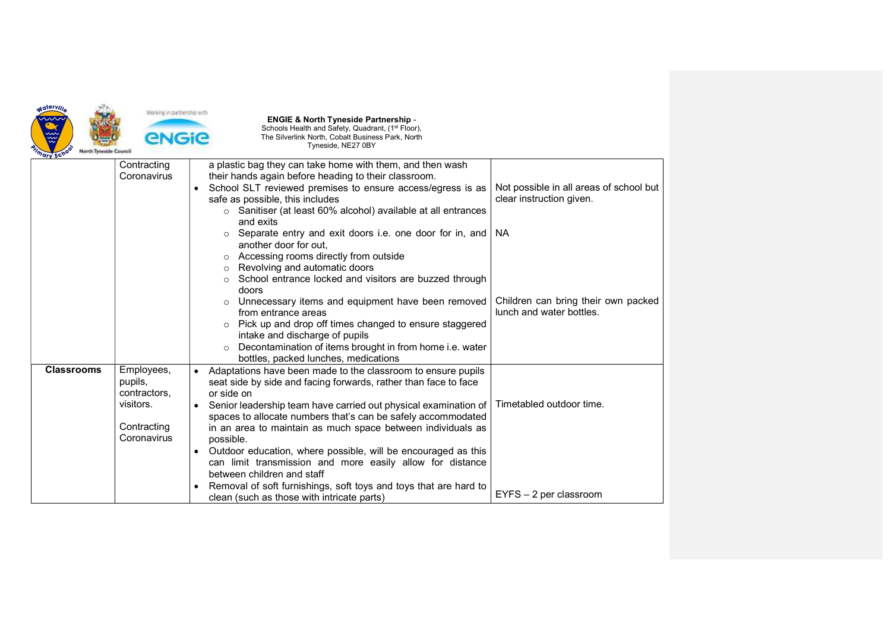| | | | |
|---|---|---|---|
| | Contracting Coronavirus | a plastic bag they can take home with them, and then wash their hands again before heading to their classroom.<br>• School SLT reviewed premises to ensure access/egress is as safe as possible, this includes<br>  ○ Sanitiser (at least 60% alcohol) available at all entrances and exits<br>  ○ Separate entry and exit doors i.e. one door for in, and another door for out,<br>  ○ Accessing rooms directly from outside<br>  ○ Revolving and automatic doors<br>  ○ School entrance locked and visitors are buzzed through doors<br>  ○ Unnecessary items and equipment have been removed from entrance areas<br>  ○ Pick up and drop off times changed to ensure staggered intake and discharge of pupils<br>  ○ Decontamination of items brought in from home i.e. water bottles, packed lunches, medications | Not possible in all areas of school but clear instruction given.<br><br>NA<br><br>Children can bring their own packed lunch and water bottles. |
| **Classrooms** | Employees, pupils, contractors, visitors.<br><br>Contracting Coronavirus | • Adaptations have been made to the classroom to ensure pupils seat side by side and facing forwards, rather than face to face or side on<br>• Senior leadership team have carried out physical examination of spaces to allocate numbers that's can be safely accommodated in an area to maintain as much space between individuals as possible.<br>• Outdoor education, where possible, will be encouraged as this can limit transmission and more easily allow for distance between children and staff<br>• Removal of soft furnishings, soft toys and toys that are hard to clean (such as those with intricate parts) | Timetabled outdoor time.<br><br>EYFS – 2 per classroom |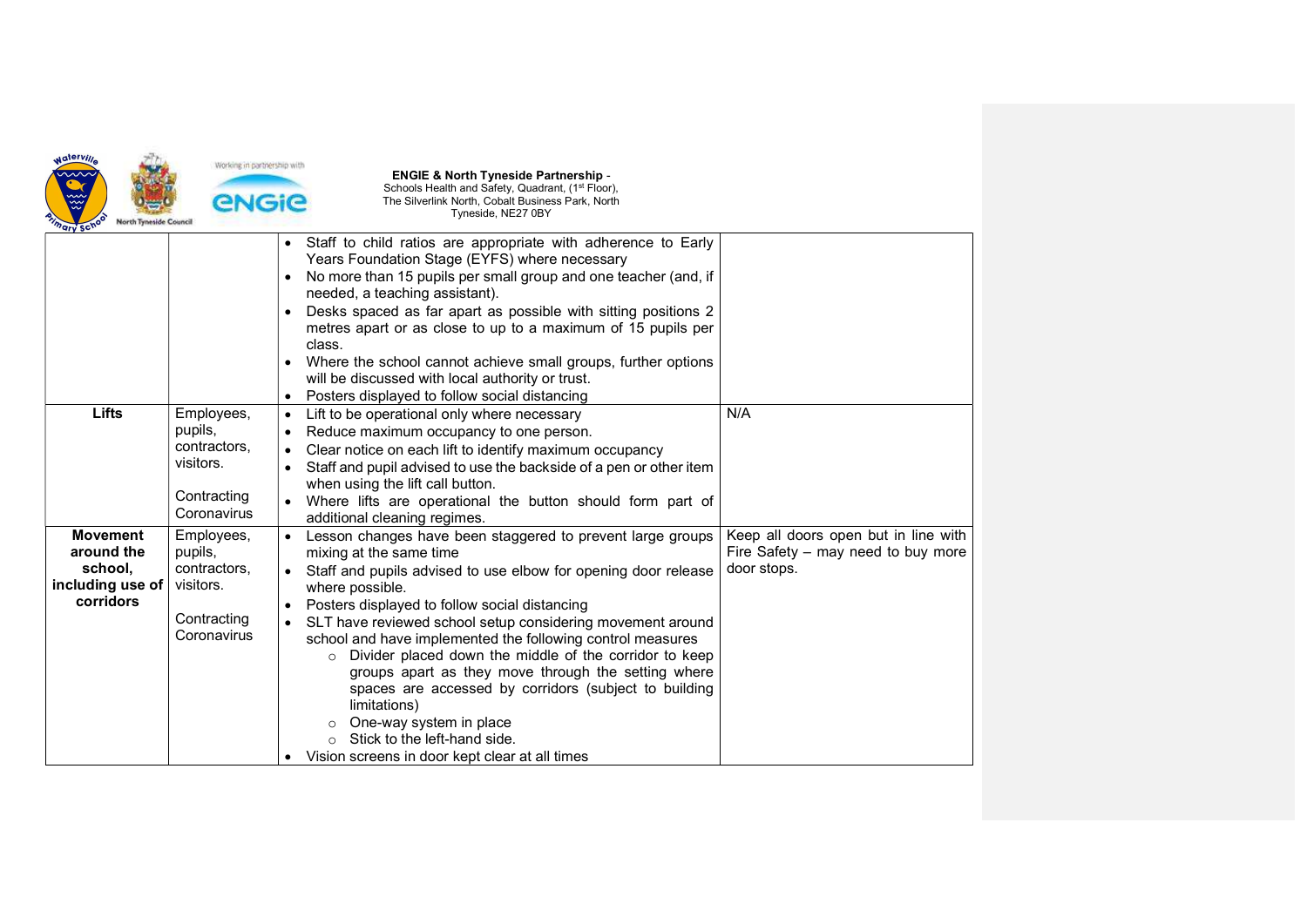**ENGIE & North Tyneside Partnership** -
Schools Health and Safety, Quadrant, (1st Floor),
The Silverlink North, Cobalt Business Park, North
Tyneside, NE27 0BY

| | | | |
|---|---|---|---|
| | | • Staff to child ratios are appropriate with adherence to Early Years Foundation Stage (EYFS) where necessary<br>• No more than 15 pupils per small group and one teacher (and, if needed, a teaching assistant).<br>• Desks spaced as far apart as possible with sitting positions 2 metres apart or as close to up to a maximum of 15 pupils per class.<br>• Where the school cannot achieve small groups, further options will be discussed with local authority or trust.<br>• Posters displayed to follow social distancing | |
| **Lifts** | Employees, pupils, contractors, visitors.<br><br>Contracting Coronavirus | • Lift to be operational only where necessary<br>• Reduce maximum occupancy to one person.<br>• Clear notice on each lift to identify maximum occupancy<br>• Staff and pupil advised to use the backside of a pen or other item when using the lift call button.<br>• Where lifts are operational the button should form part of additional cleaning regimes. | N/A |
| **Movement around the school, including use of corridors** | Employees, pupils, contractors, visitors.<br><br>Contracting Coronavirus | • Lesson changes have been staggered to prevent large groups mixing at the same time<br>• Staff and pupils advised to use elbow for opening door release where possible.<br>• Posters displayed to follow social distancing<br>• SLT have reviewed school setup considering movement around school and have implemented the following control measures<br>&nbsp;&nbsp;&nbsp;&nbsp;○ Divider placed down the middle of the corridor to keep groups apart as they move through the setting where spaces are accessed by corridors (subject to building limitations)<br>&nbsp;&nbsp;&nbsp;&nbsp;○ One-way system in place<br>&nbsp;&nbsp;&nbsp;&nbsp;○ Stick to the left-hand side.<br>• Vision screens in door kept clear at all times | Keep all doors open but in line with Fire Safety – may need to buy more door stops. |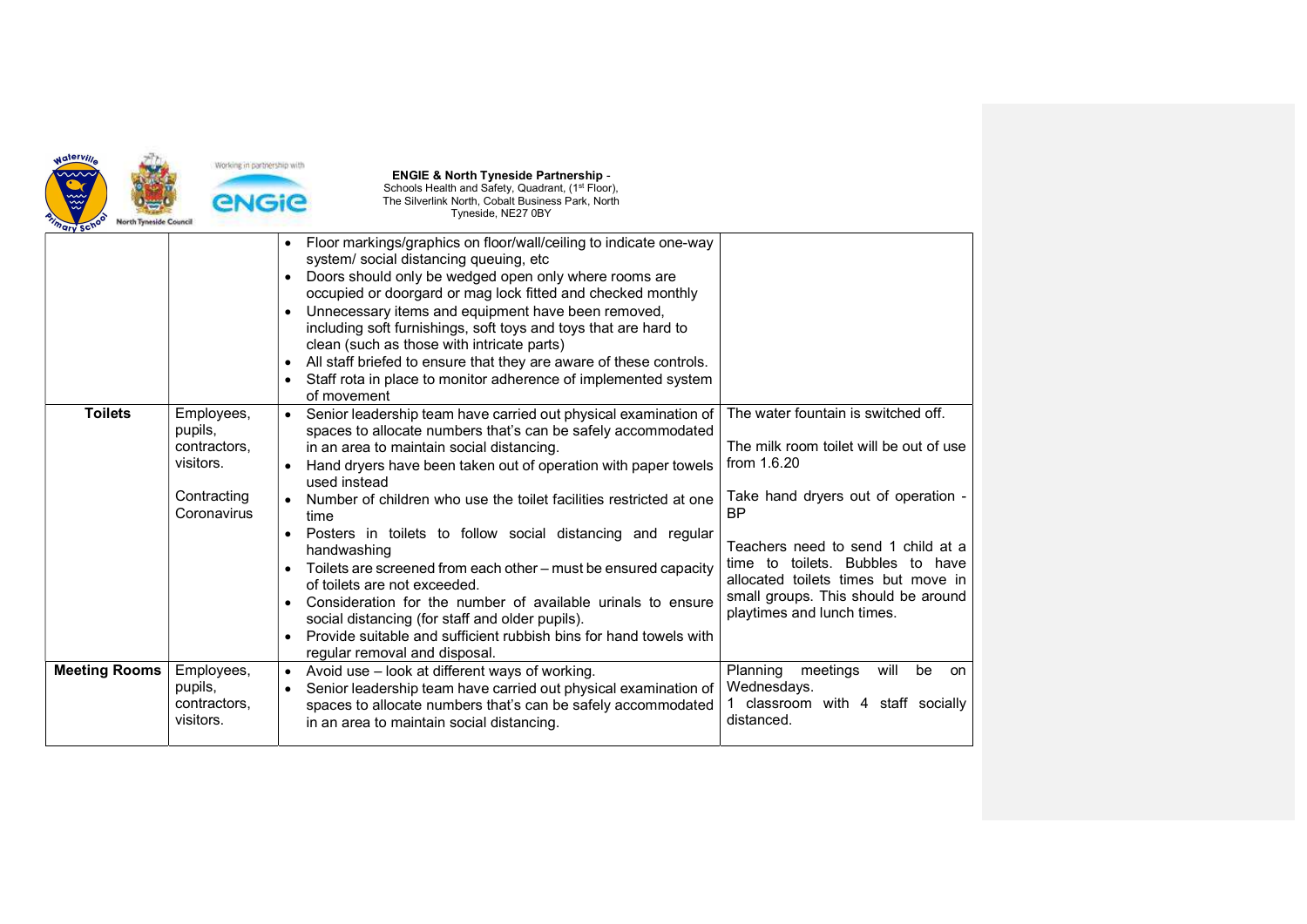**ENGIE & North Tyneside Partnership** - Schools Health and Safety, Quadrant, (1st Floor), The Silverlink North, Cobalt Business Park, North Tyneside, NE27 0BY

| | | | |
|---|---|---|---|
| | | • Floor markings/graphics on floor/wall/ceiling to indicate one-way system/ social distancing queuing, etc<br>• Doors should only be wedged open only where rooms are occupied or doorgard or mag lock fitted and checked monthly<br>• Unnecessary items and equipment have been removed, including soft furnishings, soft toys and toys that are hard to clean (such as those with intricate parts)<br>• All staff briefed to ensure that they are aware of these controls.<br>• Staff rota in place to monitor adherence of implemented system of movement | |
| **Toilets** | Employees, pupils, contractors, visitors.<br><br>Contracting Coronavirus | • Senior leadership team have carried out physical examination of spaces to allocate numbers that's can be safely accommodated in an area to maintain social distancing.<br>• Hand dryers have been taken out of operation with paper towels used instead<br>• Number of children who use the toilet facilities restricted at one time<br>• Posters in toilets to follow social distancing and regular handwashing<br>• Toilets are screened from each other – must be ensured capacity of toilets are not exceeded.<br>• Consideration for the number of available urinals to ensure social distancing (for staff and older pupils).<br>• Provide suitable and sufficient rubbish bins for hand towels with regular removal and disposal. | The water fountain is switched off.<br><br>The milk room toilet will be out of use from 1.6.20<br><br>Take hand dryers out of operation - BP<br><br>Teachers need to send 1 child at a time to toilets. Bubbles to have allocated toilets times but move in small groups. This should be around playtimes and lunch times. |
| **Meeting Rooms** | Employees, pupils, contractors, visitors. | • Avoid use – look at different ways of working.<br>• Senior leadership team have carried out physical examination of spaces to allocate numbers that's can be safely accommodated in an area to maintain social distancing. | Planning meetings will be on Wednesdays.<br>1 classroom with 4 staff socially distanced. |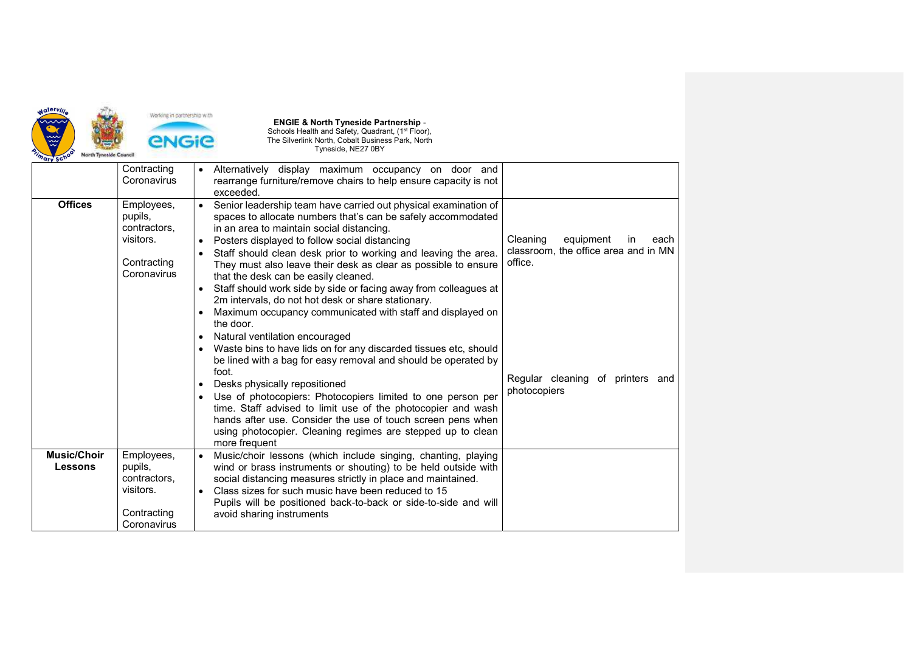| | | | |
|---|---|---|---|
| | Contracting Coronavirus | • Alternatively display maximum occupancy on door and rearrange furniture/remove chairs to help ensure capacity is not exceeded. | |
| **Offices** | Employees, pupils, contractors, visitors.<br><br>Contracting Coronavirus | • Senior leadership team have carried out physical examination of spaces to allocate numbers that's can be safely accommodated in an area to maintain social distancing.<br>• Posters displayed to follow social distancing<br>• Staff should clean desk prior to working and leaving the area. They must also leave their desk as clear as possible to ensure that the desk can be easily cleaned.<br>• Staff should work side by side or facing away from colleagues at 2m intervals, do not hot desk or share stationary.<br>• Maximum occupancy communicated with staff and displayed on the door.<br>• Natural ventilation encouraged<br>• Waste bins to have lids on for any discarded tissues etc, should be lined with a bag for easy removal and should be operated by foot.<br>• Desks physically repositioned<br>• Use of photocopiers: Photocopiers limited to one person per time. Staff advised to limit use of the photocopier and wash hands after use. Consider the use of touch screen pens when using photocopier. Cleaning regimes are stepped up to clean more frequent | Cleaning equipment in each classroom, the office area and in MN office.<br><br>Regular cleaning of printers and photocopiers |
| **Music/Choir Lessons** | Employees, pupils, contractors, visitors.<br><br>Contracting Coronavirus | • Music/choir lessons (which include singing, chanting, playing wind or brass instruments or shouting) to be held outside with social distancing measures strictly in place and maintained.<br>• Class sizes for such music have been reduced to 15<br>Pupils will be positioned back-to-back or side-to-side and will avoid sharing instruments | |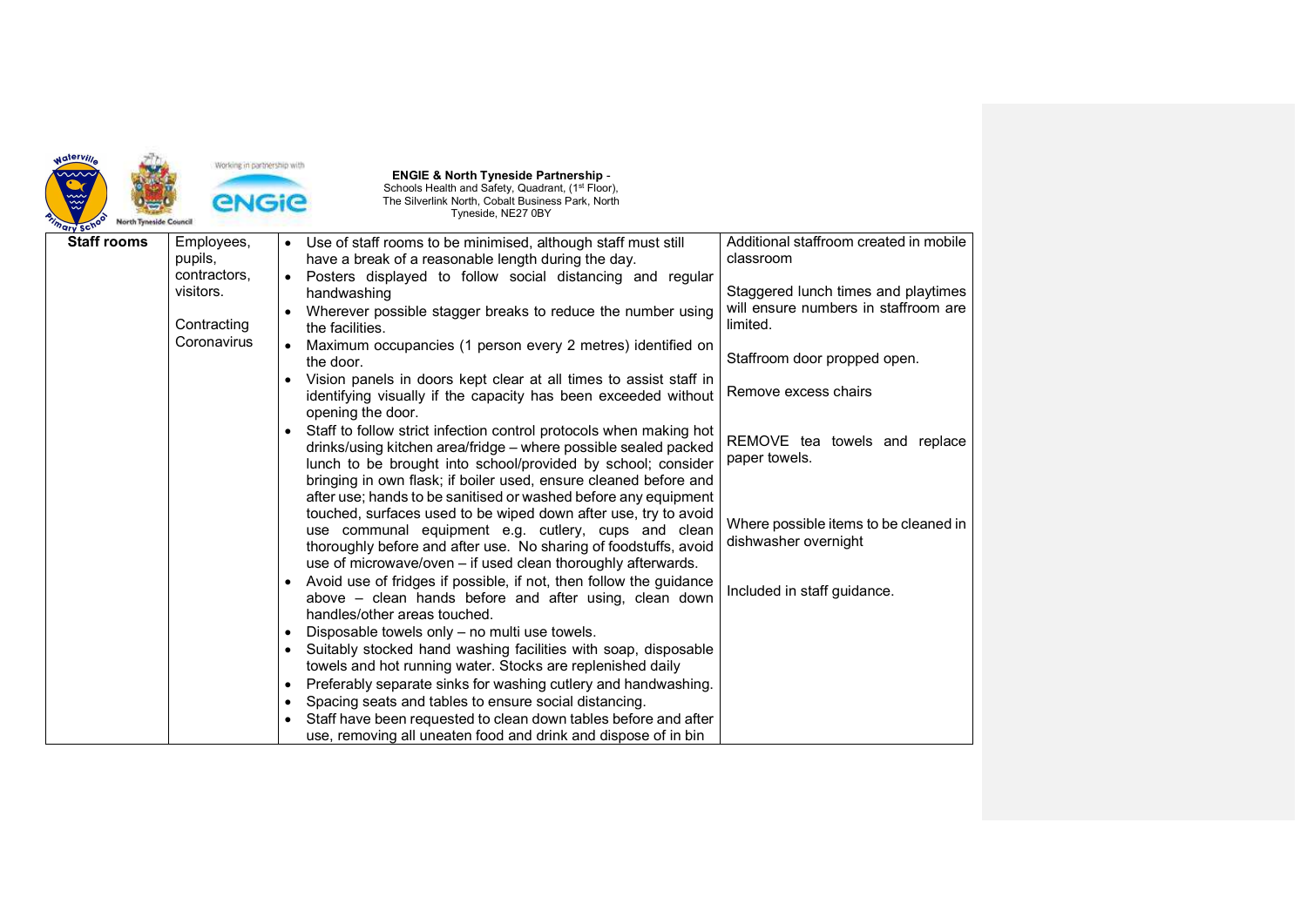**ENGIE & North Tyneside Partnership** -
Schools Health and Safety, Quadrant, (1st Floor),
The Silverlink North, Cobalt Business Park, North
Tyneside, NE27 0BY

| | | | |
|---|---|---|---|
| **Staff rooms** | Employees, pupils, contractors, visitors.<br><br>Contracting Coronavirus | • Use of staff rooms to be minimised, although staff must still have a break of a reasonable length during the day.<br>• Posters displayed to follow social distancing and regular handwashing<br>• Wherever possible stagger breaks to reduce the number using the facilities.<br>• Maximum occupancies (1 person every 2 metres) identified on the door.<br>• Vision panels in doors kept clear at all times to assist staff in identifying visually if the capacity has been exceeded without opening the door.<br>• Staff to follow strict infection control protocols when making hot drinks/using kitchen area/fridge – where possible sealed packed lunch to be brought into school/provided by school; consider bringing in own flask; if boiler used, ensure cleaned before and after use; hands to be sanitised or washed before any equipment touched, surfaces used to be wiped down after use, try to avoid use communal equipment e.g. cutlery, cups and clean thoroughly before and after use. No sharing of foodstuffs, avoid use of microwave/oven – if used clean thoroughly afterwards.<br>• Avoid use of fridges if possible, if not, then follow the guidance above – clean hands before and after using, clean down handles/other areas touched.<br>• Disposable towels only – no multi use towels.<br>• Suitably stocked hand washing facilities with soap, disposable towels and hot running water. Stocks are replenished daily<br>• Preferably separate sinks for washing cutlery and handwashing.<br>• Spacing seats and tables to ensure social distancing.<br>• Staff have been requested to clean down tables before and after use, removing all uneaten food and drink and dispose of in bin | Additional staffroom created in mobile classroom<br><br>Staggered lunch times and playtimes will ensure numbers in staffroom are limited.<br><br>Staffroom door propped open.<br><br>Remove excess chairs<br><br>REMOVE tea towels and replace paper towels.<br><br>Where possible items to be cleaned in dishwasher overnight<br><br>Included in staff guidance. |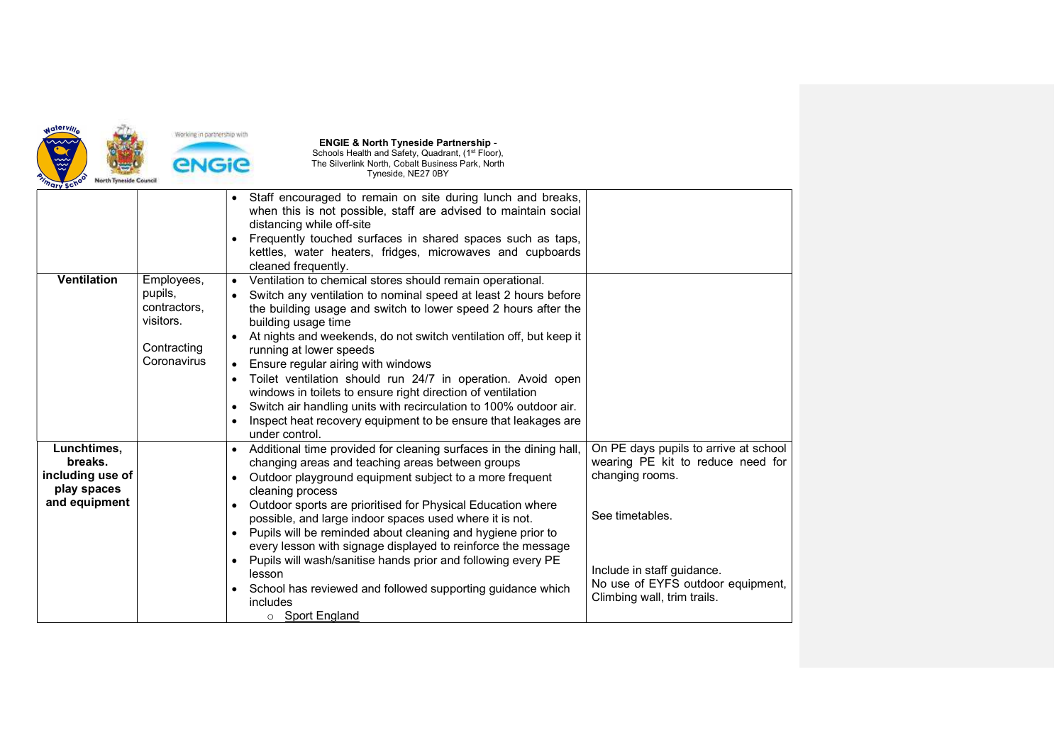| | | | |
|---|---|---|---|
| | | • Staff encouraged to remain on site during lunch and breaks, when this is not possible, staff are advised to maintain social distancing while off-site<br>• Frequently touched surfaces in shared spaces such as taps, kettles, water heaters, fridges, microwaves and cupboards cleaned frequently. | |
| **Ventilation** | Employees, pupils, contractors, visitors.<br><br>Contracting Coronavirus | • Ventilation to chemical stores should remain operational.<br>• Switch any ventilation to nominal speed at least 2 hours before the building usage and switch to lower speed 2 hours after the building usage time<br>• At nights and weekends, do not switch ventilation off, but keep it running at lower speeds<br>• Ensure regular airing with windows<br>• Toilet ventilation should run 24/7 in operation. Avoid open windows in toilets to ensure right direction of ventilation<br>• Switch air handling units with recirculation to 100% outdoor air.<br>• Inspect heat recovery equipment to be ensure that leakages are under control. | |
| **Lunchtimes, breaks. including use of play spaces and equipment** | | • Additional time provided for cleaning surfaces in the dining hall, changing areas and teaching areas between groups<br>• Outdoor playground equipment subject to a more frequent cleaning process<br>• Outdoor sports are prioritised for Physical Education where possible, and large indoor spaces used where it is not.<br>• Pupils will be reminded about cleaning and hygiene prior to every lesson with signage displayed to reinforce the message<br>• Pupils will wash/sanitise hands prior and following every PE lesson<br>• School has reviewed and followed supporting guidance which includes<br>  ○ Sport England | On PE days pupils to arrive at school wearing PE kit to reduce need for changing rooms.<br><br>See timetables.<br><br>Include in staff guidance.<br>No use of EYFS outdoor equipment, Climbing wall, trim trails. |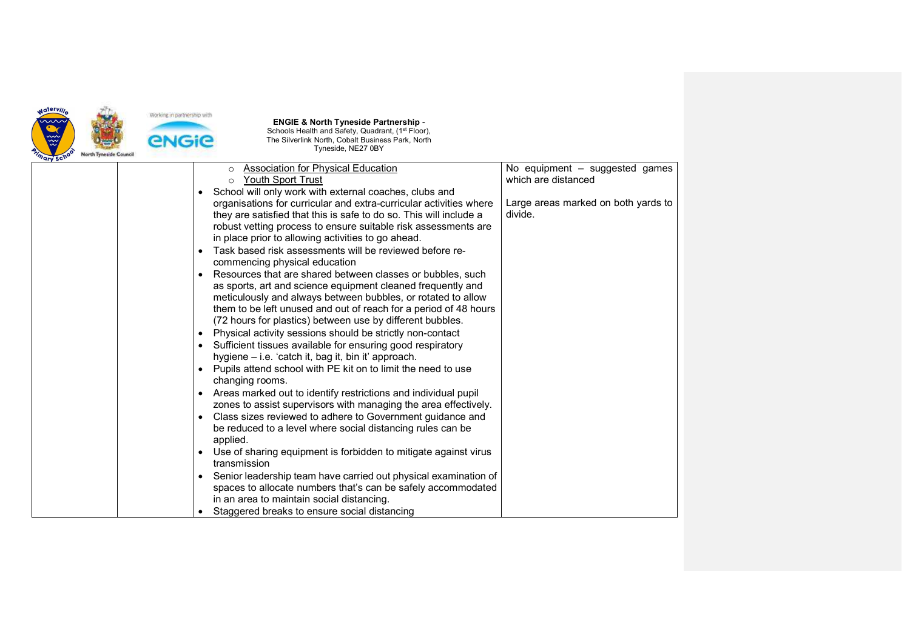| | | | |
|---|---|---|---|
| | | ◦ Association for Physical Education<br>◦ Youth Sport Trust<br>• School will only work with external coaches, clubs and organisations for curricular and extra-curricular activities where they are satisfied that this is safe to do so. This will include a robust vetting process to ensure suitable risk assessments are in place prior to allowing activities to go ahead.<br>• Task based risk assessments will be reviewed before re-commencing physical education<br>• Resources that are shared between classes or bubbles, such as sports, art and science equipment cleaned frequently and meticulously and always between bubbles, or rotated to allow them to be left unused and out of reach for a period of 48 hours (72 hours for plastics) between use by different bubbles.<br>• Physical activity sessions should be strictly non-contact<br>• Sufficient tissues available for ensuring good respiratory hygiene – i.e. 'catch it, bag it, bin it' approach.<br>• Pupils attend school with PE kit on to limit the need to use changing rooms.<br>• Areas marked out to identify restrictions and individual pupil zones to assist supervisors with managing the area effectively.<br>• Class sizes reviewed to adhere to Government guidance and be reduced to a level where social distancing rules can be applied.<br>• Use of sharing equipment is forbidden to mitigate against virus transmission<br>• Senior leadership team have carried out physical examination of spaces to allocate numbers that's can be safely accommodated in an area to maintain social distancing.<br>• Staggered breaks to ensure social distancing | No equipment – suggested games which are distanced<br><br>Large areas marked on both yards to divide. |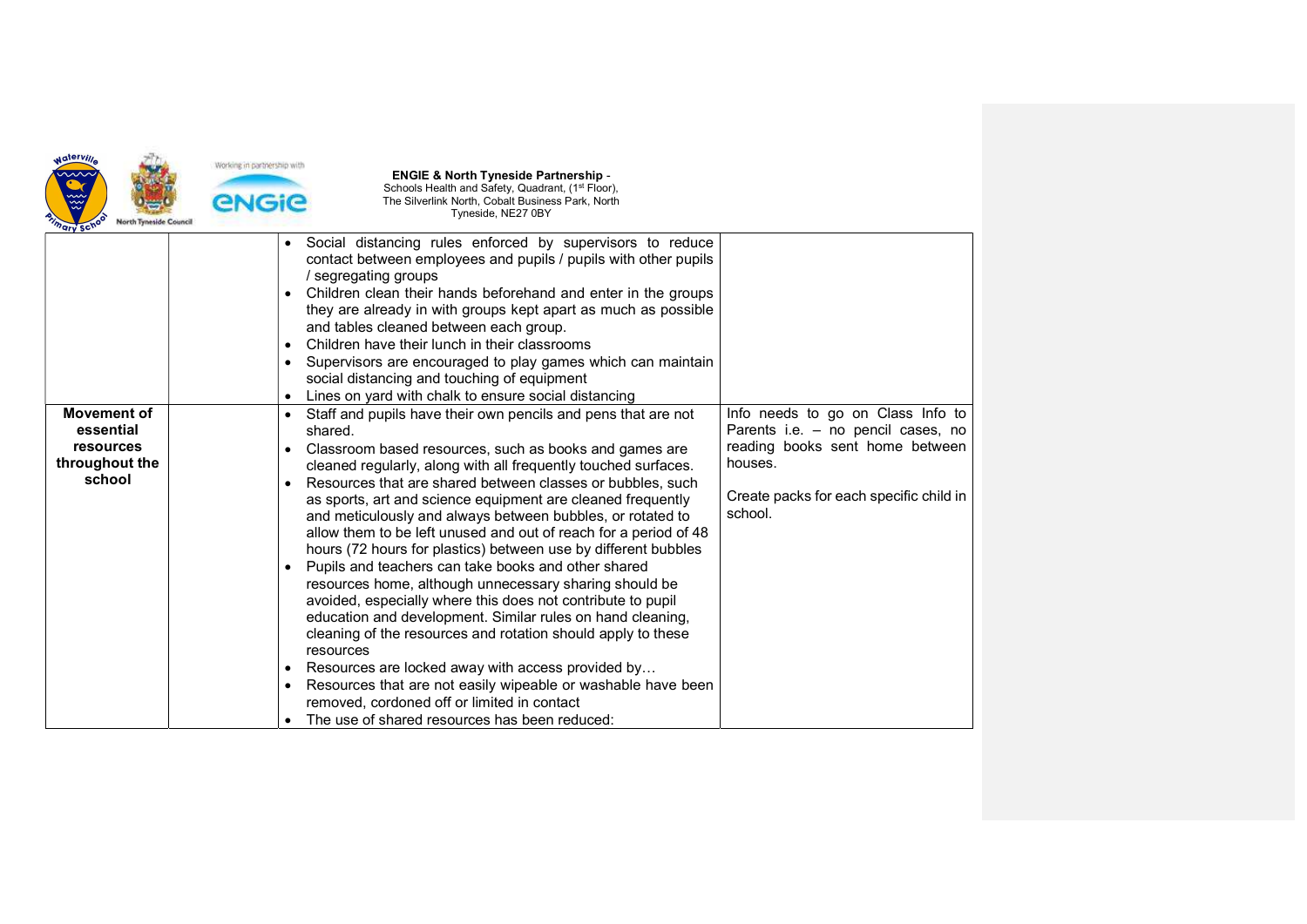| | | | |
|---|---|---|---|
| | | • Social distancing rules enforced by supervisors to reduce contact between employees and pupils / pupils with other pupils / segregating groups<br>• Children clean their hands beforehand and enter in the groups they are already in with groups kept apart as much as possible and tables cleaned between each group.<br>• Children have their lunch in their classrooms<br>• Supervisors are encouraged to play games which can maintain social distancing and touching of equipment<br>• Lines on yard with chalk to ensure social distancing | |
| **Movement of essential resources throughout the school** | | • Staff and pupils have their own pencils and pens that are not shared.<br>• Classroom based resources, such as books and games are cleaned regularly, along with all frequently touched surfaces.<br>• Resources that are shared between classes or bubbles, such as sports, art and science equipment are cleaned frequently and meticulously and always between bubbles, or rotated to allow them to be left unused and out of reach for a period of 48 hours (72 hours for plastics) between use by different bubbles<br>• Pupils and teachers can take books and other shared resources home, although unnecessary sharing should be avoided, especially where this does not contribute to pupil education and development. Similar rules on hand cleaning, cleaning of the resources and rotation should apply to these resources<br>• Resources are locked away with access provided by…<br>• Resources that are not easily wipeable or washable have been removed, cordoned off or limited in contact<br>• The use of shared resources has been reduced: | Info needs to go on Class Info to Parents i.e. – no pencil cases, no reading books sent home between houses.<br><br>Create packs for each specific child in school. |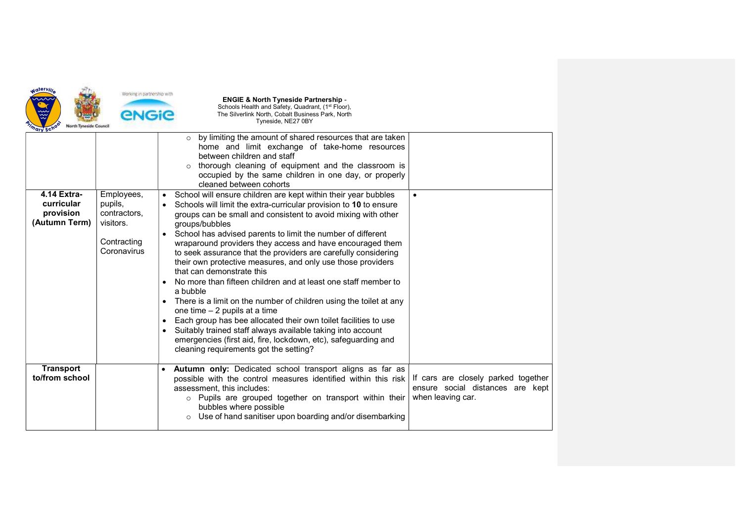| | | | |
|---|---|---|---|
| | | ○ by limiting the amount of shared resources that are taken home and limit exchange of take-home resources between children and staff<br>○ thorough cleaning of equipment and the classroom is occupied by the same children in one day, or properly cleaned between cohorts | |
| **4.14 Extra-curricular provision (Autumn Term)** | Employees, pupils, contractors, visitors.<br><br>Contracting Coronavirus | • School will ensure children are kept within their year bubbles<br>• Schools will limit the extra-curricular provision to **10** to ensure groups can be small and consistent to avoid mixing with other groups/bubbles<br>• School has advised parents to limit the number of different wraparound providers they access and have encouraged them to seek assurance that the providers are carefully considering their own protective measures, and only use those providers that can demonstrate this<br>• No more than fifteen children and at least one staff member to a bubble<br>• There is a limit on the number of children using the toilet at any one time – 2 pupils at a time<br>• Each group has bee allocated their own toilet facilities to use<br>• Suitably trained staff always available taking into account emergencies (first aid, fire, lockdown, etc), safeguarding and cleaning requirements got the setting? | • |
| **Transport to/from school** | | • **Autumn only:** Dedicated school transport aligns as far as possible with the control measures identified within this risk assessment, this includes:<br>○ Pupils are grouped together on transport within their bubbles where possible<br>○ Use of hand sanitiser upon boarding and/or disembarking | If cars are closely parked together ensure social distances are kept when leaving car. |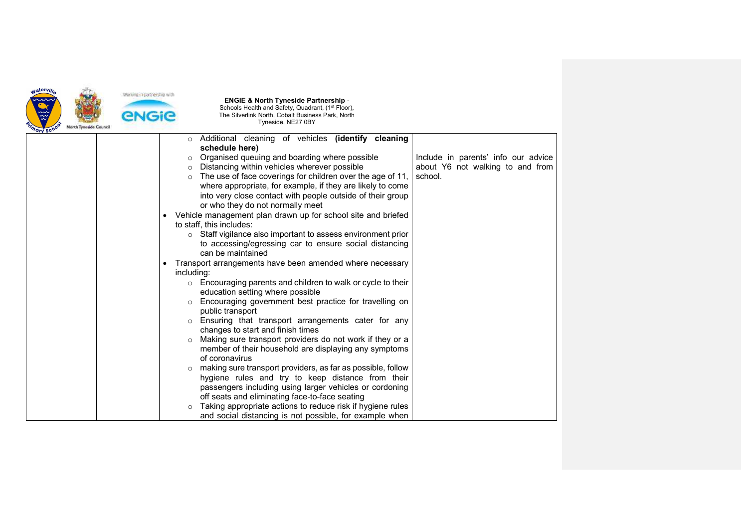| | | | |
|---|---|---|---|
| | | ○ Additional cleaning of vehicles **(identify cleaning schedule here)**<br>○ Organised queuing and boarding where possible<br>○ Distancing within vehicles wherever possible<br>○ The use of face coverings for children over the age of 11, where appropriate, for example, if they are likely to come into very close contact with people outside of their group or who they do not normally meet<br>• Vehicle management plan drawn up for school site and briefed to staff, this includes:<br>○ Staff vigilance also important to assess environment prior to accessing/egressing car to ensure social distancing can be maintained<br>• Transport arrangements have been amended where necessary including:<br>○ Encouraging parents and children to walk or cycle to their education setting where possible<br>○ Encouraging government best practice for travelling on public transport<br>○ Ensuring that transport arrangements cater for any changes to start and finish times<br>○ Making sure transport providers do not work if they or a member of their household are displaying any symptoms of coronavirus<br>○ making sure transport providers, as far as possible, follow hygiene rules and try to keep distance from their passengers including using larger vehicles or cordoning off seats and eliminating face-to-face seating<br>○ Taking appropriate actions to reduce risk if hygiene rules and social distancing is not possible, for example when | Include in parents' info our advice about Y6 not walking to and from school. |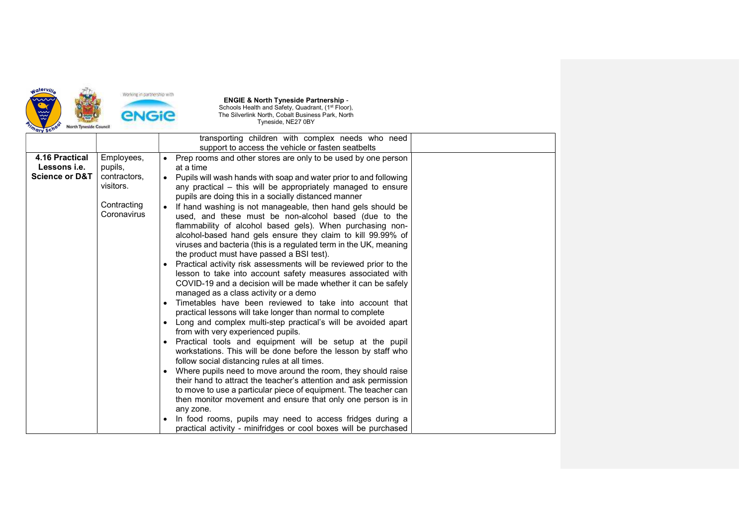|  |  |  |  |
|---|---|---|---|
|  |  | transporting children with complex needs who need support to access the vehicle or fasten seatbelts |  |
| **4.16 Practical Lessons i.e. Science or D&T** | Employees, pupils, contractors, visitors.<br><br>Contracting Coronavirus | • Prep rooms and other stores are only to be used by one person at a time<br>• Pupils will wash hands with soap and water prior to and following any practical – this will be appropriately managed to ensure pupils are doing this in a socially distanced manner<br>• If hand washing is not manageable, then hand gels should be used, and these must be non-alcohol based (due to the flammability of alcohol based gels). When purchasing non-alcohol-based hand gels ensure they claim to kill 99.99% of viruses and bacteria (this is a regulated term in the UK, meaning the product must have passed a BSI test).<br>• Practical activity risk assessments will be reviewed prior to the lesson to take into account safety measures associated with COVID-19 and a decision will be made whether it can be safely managed as a class activity or a demo<br>• Timetables have been reviewed to take into account that practical lessons will take longer than normal to complete<br>• Long and complex multi-step practical's will be avoided apart from with very experienced pupils.<br>• Practical tools and equipment will be setup at the pupil workstations. This will be done before the lesson by staff who follow social distancing rules at all times.<br>• Where pupils need to move around the room, they should raise their hand to attract the teacher's attention and ask permission to move to use a particular piece of equipment. The teacher can then monitor movement and ensure that only one person is in any zone.<br>• In food rooms, pupils may need to access fridges during a practical activity - minifridges or cool boxes will be purchased |  |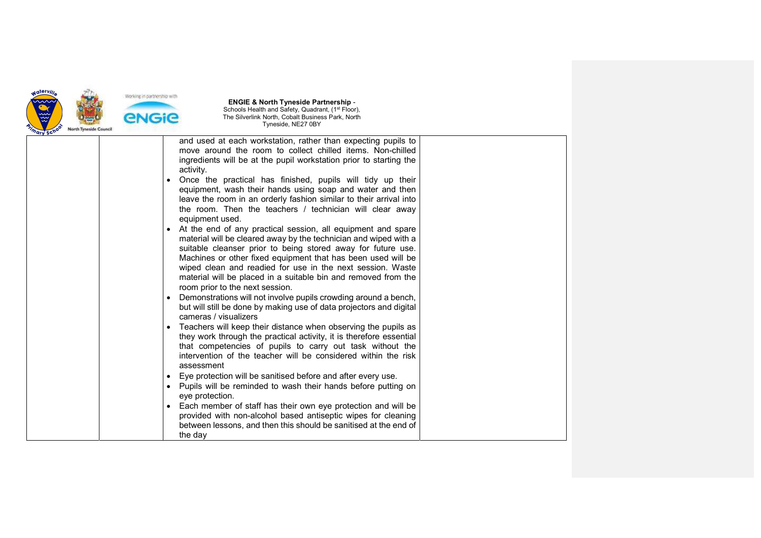| | | | |
|---|---|---|---|
| | | and used at each workstation, rather than expecting pupils to move around the room to collect chilled items. Non-chilled ingredients will be at the pupil workstation prior to starting the activity.<br>• Once the practical has finished, pupils will tidy up their equipment, wash their hands using soap and water and then leave the room in an orderly fashion similar to their arrival into the room. Then the teachers / technician will clear away equipment used.<br>• At the end of any practical session, all equipment and spare material will be cleared away by the technician and wiped with a suitable cleanser prior to being stored away for future use. Machines or other fixed equipment that has been used will be wiped clean and readied for use in the next session. Waste material will be placed in a suitable bin and removed from the room prior to the next session.<br>• Demonstrations will not involve pupils crowding around a bench, but will still be done by making use of data projectors and digital cameras / visualizers<br>• Teachers will keep their distance when observing the pupils as they work through the practical activity, it is therefore essential that competencies of pupils to carry out task without the intervention of the teacher will be considered within the risk assessment<br>• Eye protection will be sanitised before and after every use.<br>• Pupils will be reminded to wash their hands before putting on eye protection.<br>• Each member of staff has their own eye protection and will be provided with non-alcohol based antiseptic wipes for cleaning between lessons, and then this should be sanitised at the end of the day | |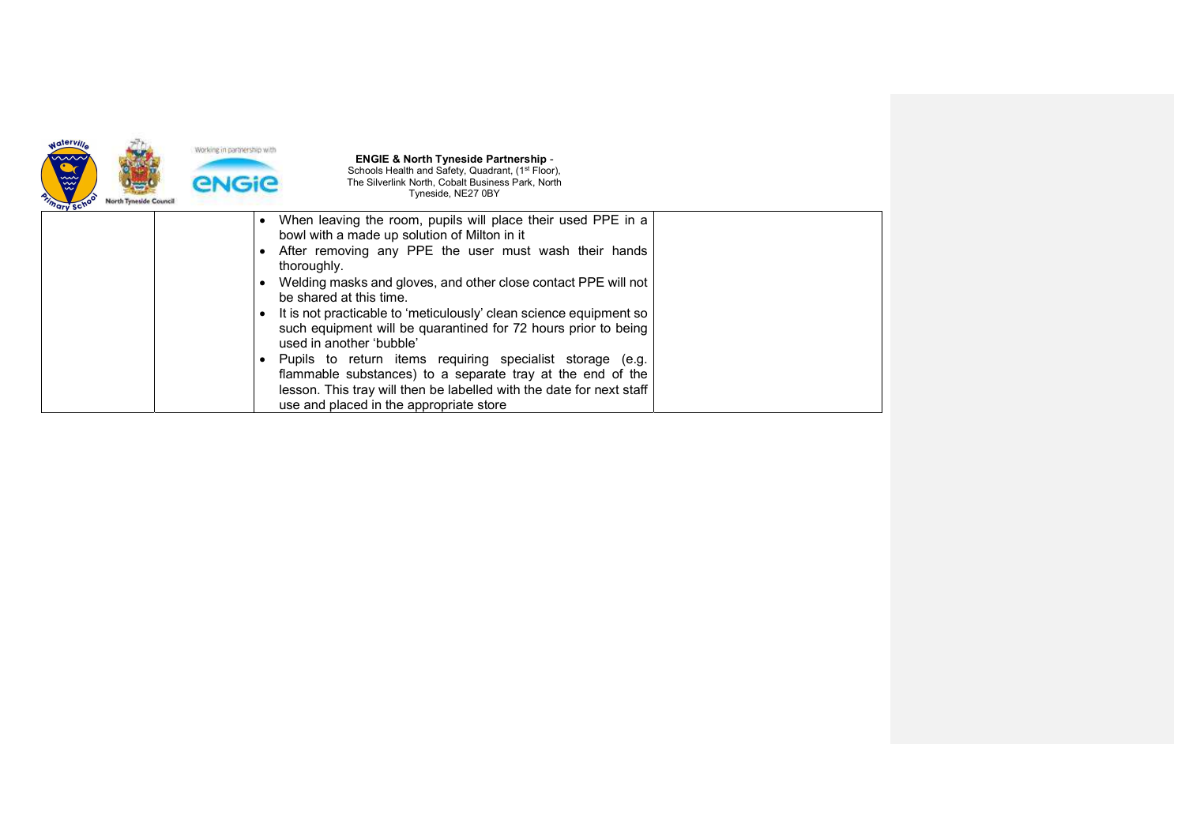| | | | |
|---|---|---|---|
| | | • When leaving the room, pupils will place their used PPE in a bowl with a made up solution of Milton in it<br>• After removing any PPE the user must wash their hands thoroughly.<br>• Welding masks and gloves, and other close contact PPE will not be shared at this time.<br>• It is not practicable to 'meticulously' clean science equipment so such equipment will be quarantined for 72 hours prior to being used in another 'bubble'<br>• Pupils to return items requiring specialist storage (e.g. flammable substances) to a separate tray at the end of the lesson. This tray will then be labelled with the date for next staff use and placed in the appropriate store | |